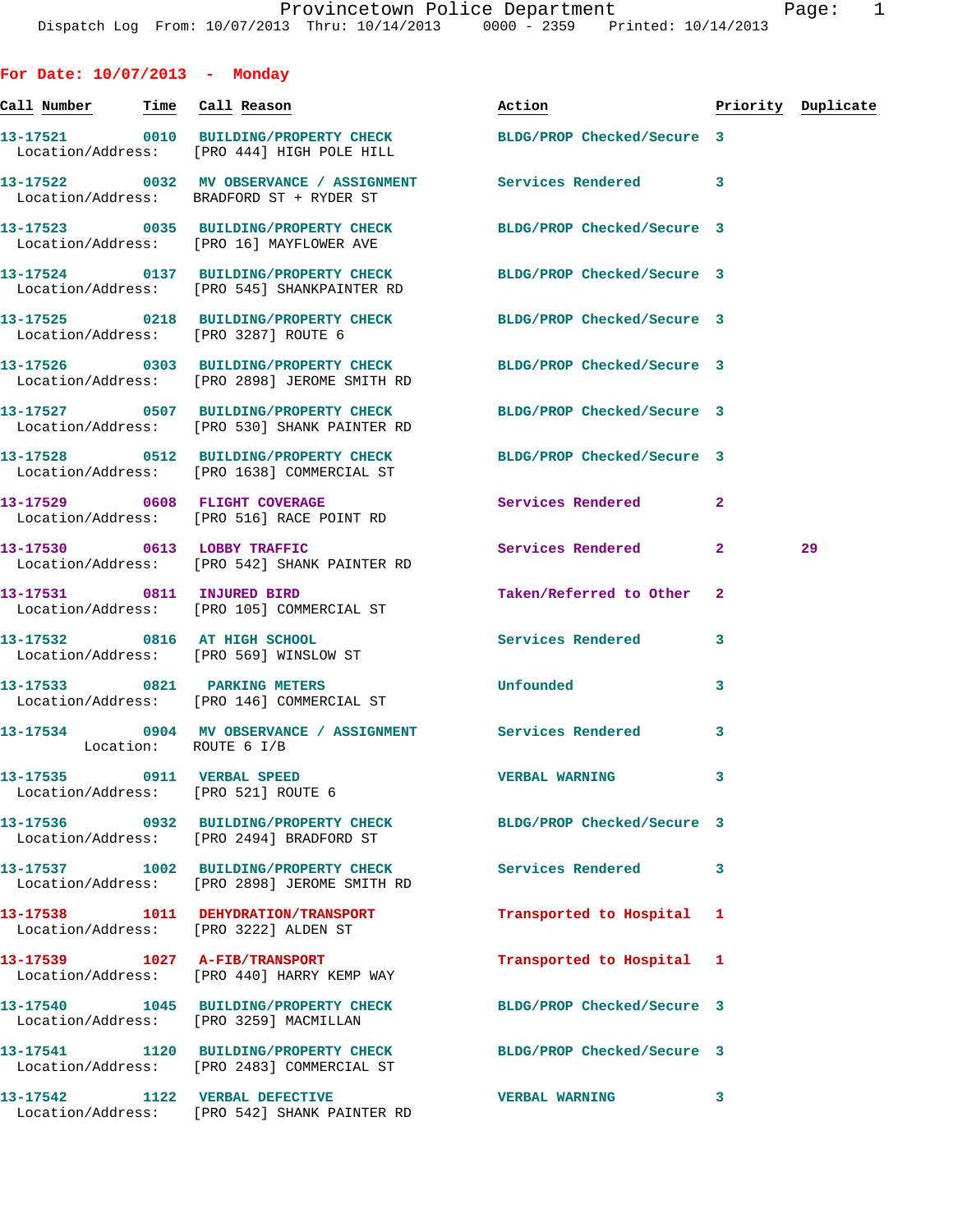## For Date: 10/07/2013 - Monday

| Call Number | Time | Call Reason | Action | Priority | Duplicate |
|---|---|---|---|---|---|
| 13-17521 | 0010 | BUILDING/PROPERTY CHECK | BLDG/PROP Checked/Secure | 3 | |
| Location/Address: | | [PRO 444] HIGH POLE HILL | | | |
| 13-17522 | 0032 | MV OBSERVANCE / ASSIGNMENT | Services Rendered | 3 | |
| Location/Address: | | BRADFORD ST + RYDER ST | | | |
| 13-17523 | 0035 | BUILDING/PROPERTY CHECK | BLDG/PROP Checked/Secure | 3 | |
| Location/Address: | | [PRO 16] MAYFLOWER AVE | | | |
| 13-17524 | 0137 | BUILDING/PROPERTY CHECK | BLDG/PROP Checked/Secure | 3 | |
| Location/Address: | | [PRO 545] SHANKPAINTER RD | | | |
| 13-17525 | 0218 | BUILDING/PROPERTY CHECK | BLDG/PROP Checked/Secure | 3 | |
| Location/Address: | | [PRO 3287] ROUTE 6 | | | |
| 13-17526 | 0303 | BUILDING/PROPERTY CHECK | BLDG/PROP Checked/Secure | 3 | |
| Location/Address: | | [PRO 2898] JEROME SMITH RD | | | |
| 13-17527 | 0507 | BUILDING/PROPERTY CHECK | BLDG/PROP Checked/Secure | 3 | |
| Location/Address: | | [PRO 530] SHANK PAINTER RD | | | |
| 13-17528 | 0512 | BUILDING/PROPERTY CHECK | BLDG/PROP Checked/Secure | 3 | |
| Location/Address: | | [PRO 1638] COMMERCIAL ST | | | |
| 13-17529 | 0608 | FLIGHT COVERAGE | Services Rendered | 2 | |
| Location/Address: | | [PRO 516] RACE POINT RD | | | |
| 13-17530 | 0613 | LOBBY TRAFFIC | Services Rendered | 2 | 29 |
| Location/Address: | | [PRO 542] SHANK PAINTER RD | | | |
| 13-17531 | 0811 | INJURED BIRD | Taken/Referred to Other | 2 | |
| Location/Address: | | [PRO 105] COMMERCIAL ST | | | |
| 13-17532 | 0816 | AT HIGH SCHOOL | Services Rendered | 3 | |
| Location/Address: | | [PRO 569] WINSLOW ST | | | |
| 13-17533 | 0821 | PARKING METERS | Unfounded | 3 | |
| Location/Address: | | [PRO 146] COMMERCIAL ST | | | |
| 13-17534 | 0904 | MV OBSERVANCE / ASSIGNMENT | Services Rendered | 3 | |
| Location: | | ROUTE 6 I/B | | | |
| 13-17535 | 0911 | VERBAL SPEED | VERBAL WARNING | 3 | |
| Location/Address: | | [PRO 521] ROUTE 6 | | | |
| 13-17536 | 0932 | BUILDING/PROPERTY CHECK | BLDG/PROP Checked/Secure | 3 | |
| Location/Address: | | [PRO 2494] BRADFORD ST | | | |
| 13-17537 | 1002 | BUILDING/PROPERTY CHECK | Services Rendered | 3 | |
| Location/Address: | | [PRO 2898] JEROME SMITH RD | | | |
| 13-17538 | 1011 | DEHYDRATION/TRANSPORT | Transported to Hospital | 1 | |
| Location/Address: | | [PRO 3222] ALDEN ST | | | |
| 13-17539 | 1027 | A-FIB/TRANSPORT | Transported to Hospital | 1 | |
| Location/Address: | | [PRO 440] HARRY KEMP WAY | | | |
| 13-17540 | 1045 | BUILDING/PROPERTY CHECK | BLDG/PROP Checked/Secure | 3 | |
| Location/Address: | | [PRO 3259] MACMILLAN | | | |
| 13-17541 | 1120 | BUILDING/PROPERTY CHECK | BLDG/PROP Checked/Secure | 3 | |
| Location/Address: | | [PRO 2483] COMMERCIAL ST | | | |
| 13-17542 | 1122 | VERBAL DEFECTIVE | VERBAL WARNING | 3 | |
| Location/Address: | | [PRO 542] SHANK PAINTER RD | | | |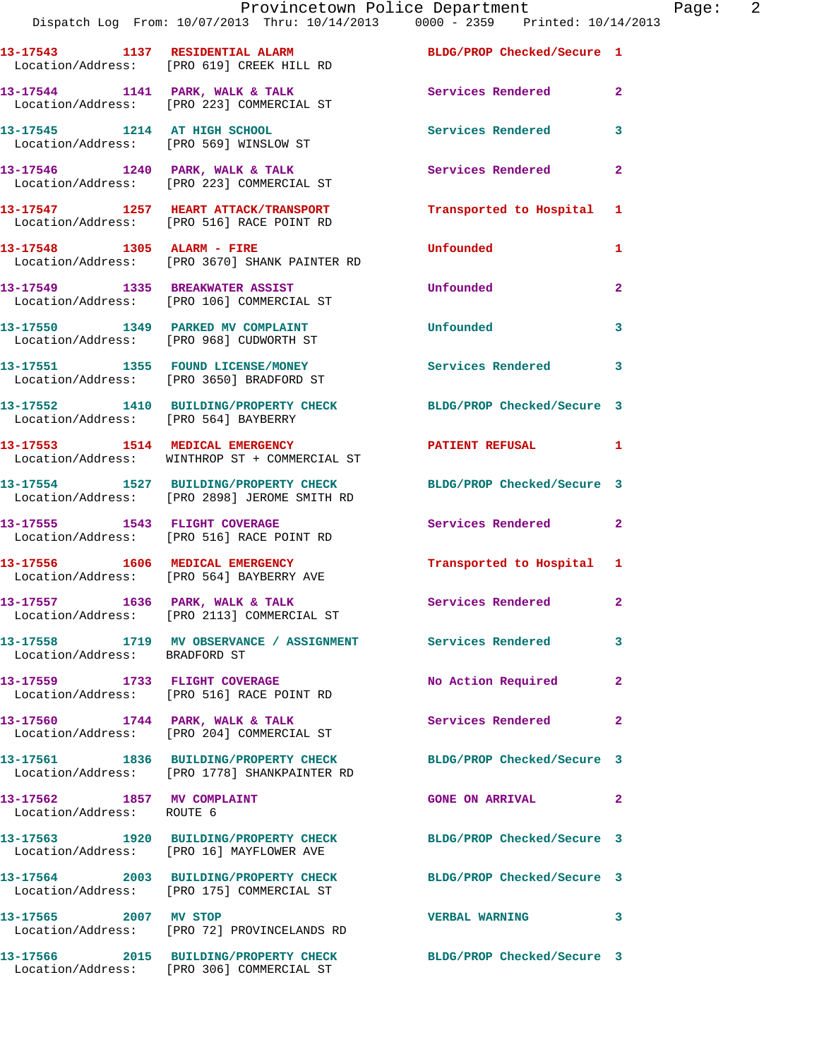13-17543 1137 RESIDENTIAL ALARM BLDG/PROP Checked/Secure 1
Location/Address: [PRO 619] CREEK HILL RD

13-17544 1141 PARK, WALK & TALK Services Rendered 2
Location/Address: [PRO 223] COMMERCIAL ST

13-17545 1214 AT HIGH SCHOOL Services Rendered 3
Location/Address: [PRO 569] WINSLOW ST

13-17546 1240 PARK, WALK & TALK Services Rendered 2
Location/Address: [PRO 223] COMMERCIAL ST

13-17547 1257 HEART ATTACK/TRANSPORT Transported to Hospital 1
Location/Address: [PRO 516] RACE POINT RD

13-17548 1305 ALARM - FIRE Unfounded 1
Location/Address: [PRO 3670] SHANK PAINTER RD

13-17549 1335 BREAKWATER ASSIST Unfounded 2
Location/Address: [PRO 106] COMMERCIAL ST

13-17550 1349 PARKED MV COMPLAINT Unfounded 3
Location/Address: [PRO 968] CUDWORTH ST

13-17551 1355 FOUND LICENSE/MONEY Services Rendered 3
Location/Address: [PRO 3650] BRADFORD ST

13-17552 1410 BUILDING/PROPERTY CHECK BLDG/PROP Checked/Secure 3
Location/Address: [PRO 564] BAYBERRY

13-17553 1514 MEDICAL EMERGENCY PATIENT REFUSAL 1
Location/Address: WINTHROP ST + COMMERCIAL ST

13-17554 1527 BUILDING/PROPERTY CHECK BLDG/PROP Checked/Secure 3
Location/Address: [PRO 2898] JEROME SMITH RD

13-17555 1543 FLIGHT COVERAGE Services Rendered 2
Location/Address: [PRO 516] RACE POINT RD

13-17556 1606 MEDICAL EMERGENCY Transported to Hospital 1
Location/Address: [PRO 564] BAYBERRY AVE

13-17557 1636 PARK, WALK & TALK Services Rendered 2
Location/Address: [PRO 2113] COMMERCIAL ST

13-17558 1719 MV OBSERVANCE / ASSIGNMENT Services Rendered 3
Location/Address: BRADFORD ST

13-17559 1733 FLIGHT COVERAGE No Action Required 2
Location/Address: [PRO 516] RACE POINT RD

13-17560 1744 PARK, WALK & TALK Services Rendered 2
Location/Address: [PRO 204] COMMERCIAL ST

13-17561 1836 BUILDING/PROPERTY CHECK BLDG/PROP Checked/Secure 3
Location/Address: [PRO 1778] SHANKPAINTER RD

13-17562 1857 MV COMPLAINT GONE ON ARRIVAL 2
Location/Address: ROUTE 6

13-17563 1920 BUILDING/PROPERTY CHECK BLDG/PROP Checked/Secure 3
Location/Address: [PRO 16] MAYFLOWER AVE

13-17564 2003 BUILDING/PROPERTY CHECK BLDG/PROP Checked/Secure 3
Location/Address: [PRO 175] COMMERCIAL ST

13-17565 2007 MV STOP VERBAL WARNING 3
Location/Address: [PRO 72] PROVINCELANDS RD

13-17566 2015 BUILDING/PROPERTY CHECK BLDG/PROP Checked/Secure 3
Location/Address: [PRO 306] COMMERCIAL ST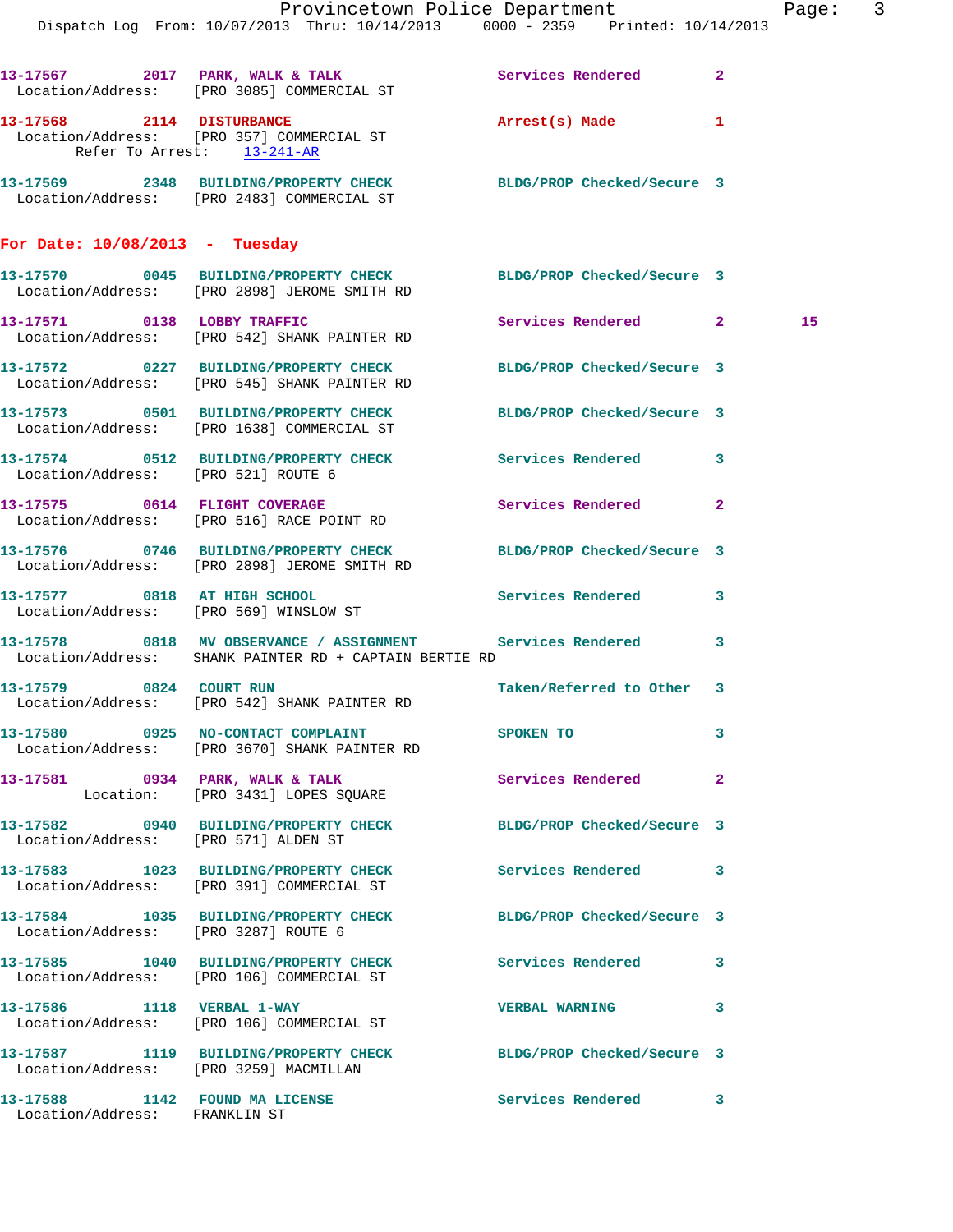13-17567 2017 PARK, WALK & TALK Services Rendered 2
Location/Address: [PRO 3085] COMMERCIAL ST

13-17568 2114 DISTURBANCE Arrest(s) Made 1
Location/Address: [PRO 357] COMMERCIAL ST
Refer To Arrest: 13-241-AR

13-17569 2348 BUILDING/PROPERTY CHECK BLDG/PROP Checked/Secure 3
Location/Address: [PRO 2483] COMMERCIAL ST

## For Date: 10/08/2013 - Tuesday

13-17570 0045 BUILDING/PROPERTY CHECK BLDG/PROP Checked/Secure 3
Location/Address: [PRO 2898] JEROME SMITH RD

13-17571 0138 LOBBY TRAFFIC Services Rendered 2 15
Location/Address: [PRO 542] SHANK PAINTER RD

13-17572 0227 BUILDING/PROPERTY CHECK BLDG/PROP Checked/Secure 3
Location/Address: [PRO 545] SHANK PAINTER RD

13-17573 0501 BUILDING/PROPERTY CHECK BLDG/PROP Checked/Secure 3
Location/Address: [PRO 1638] COMMERCIAL ST

13-17574 0512 BUILDING/PROPERTY CHECK Services Rendered 3
Location/Address: [PRO 521] ROUTE 6

13-17575 0614 FLIGHT COVERAGE Services Rendered 2
Location/Address: [PRO 516] RACE POINT RD

13-17576 0746 BUILDING/PROPERTY CHECK BLDG/PROP Checked/Secure 3
Location/Address: [PRO 2898] JEROME SMITH RD

13-17577 0818 AT HIGH SCHOOL Services Rendered 3
Location/Address: [PRO 569] WINSLOW ST

13-17578 0818 MV OBSERVANCE / ASSIGNMENT Services Rendered 3
Location/Address: SHANK PAINTER RD + CAPTAIN BERTIE RD

13-17579 0824 COURT RUN Taken/Referred to Other 3
Location/Address: [PRO 542] SHANK PAINTER RD

13-17580 0925 NO-CONTACT COMPLAINT SPOKEN TO 3
Location/Address: [PRO 3670] SHANK PAINTER RD

13-17581 0934 PARK, WALK & TALK Services Rendered 2
Location: [PRO 3431] LOPES SQUARE

13-17582 0940 BUILDING/PROPERTY CHECK BLDG/PROP Checked/Secure 3
Location/Address: [PRO 571] ALDEN ST

13-17583 1023 BUILDING/PROPERTY CHECK Services Rendered 3
Location/Address: [PRO 391] COMMERCIAL ST

13-17584 1035 BUILDING/PROPERTY CHECK BLDG/PROP Checked/Secure 3
Location/Address: [PRO 3287] ROUTE 6

13-17585 1040 BUILDING/PROPERTY CHECK Services Rendered 3
Location/Address: [PRO 106] COMMERCIAL ST

13-17586 1118 VERBAL 1-WAY VERBAL WARNING 3
Location/Address: [PRO 106] COMMERCIAL ST

13-17587 1119 BUILDING/PROPERTY CHECK BLDG/PROP Checked/Secure 3
Location/Address: [PRO 3259] MACMILLAN

13-17588 1142 FOUND MA LICENSE Services Rendered 3
Location/Address: FRANKLIN ST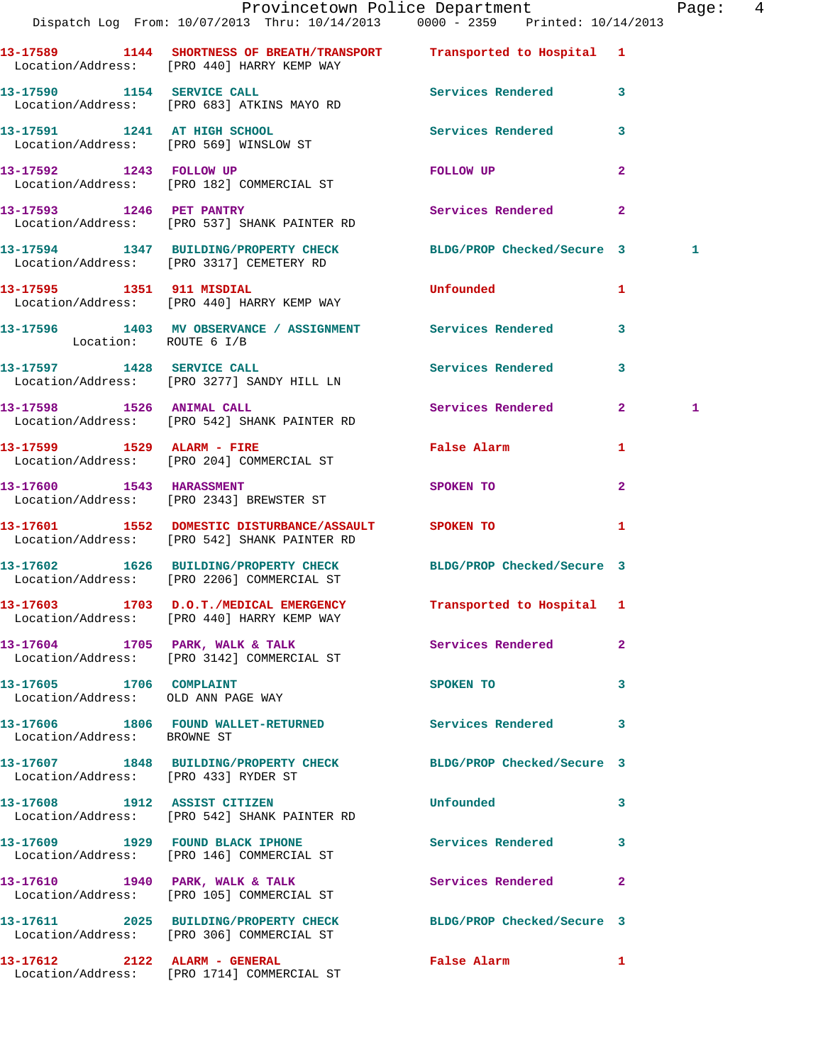13-17589 1144 SHORTNESS OF BREATH/TRANSPORT Transported to Hospital 1
Location/Address: [PRO 440] HARRY KEMP WAY

13-17590 1154 SERVICE CALL Services Rendered 3
Location/Address: [PRO 683] ATKINS MAYO RD

13-17591 1241 AT HIGH SCHOOL Services Rendered 3
Location/Address: [PRO 569] WINSLOW ST

13-17592 1243 FOLLOW UP FOLLOW UP 2
Location/Address: [PRO 182] COMMERCIAL ST

13-17593 1246 PET PANTRY Services Rendered 2
Location/Address: [PRO 537] SHANK PAINTER RD

13-17594 1347 BUILDING/PROPERTY CHECK BLDG/PROP Checked/Secure 3 1
Location/Address: [PRO 3317] CEMETERY RD

13-17595 1351 911 MISDIAL Unfounded 1
Location/Address: [PRO 440] HARRY KEMP WAY

13-17596 1403 MV OBSERVANCE / ASSIGNMENT Services Rendered 3
Location: ROUTE 6 I/B

13-17597 1428 SERVICE CALL Services Rendered 3
Location/Address: [PRO 3277] SANDY HILL LN

13-17598 1526 ANIMAL CALL Services Rendered 2 1
Location/Address: [PRO 542] SHANK PAINTER RD

13-17599 1529 ALARM - FIRE False Alarm 1
Location/Address: [PRO 204] COMMERCIAL ST

13-17600 1543 HARASSMENT SPOKEN TO 2
Location/Address: [PRO 2343] BREWSTER ST

13-17601 1552 DOMESTIC DISTURBANCE/ASSAULT SPOKEN TO 1
Location/Address: [PRO 542] SHANK PAINTER RD

13-17602 1626 BUILDING/PROPERTY CHECK BLDG/PROP Checked/Secure 3
Location/Address: [PRO 2206] COMMERCIAL ST

13-17603 1703 D.O.T./MEDICAL EMERGENCY Transported to Hospital 1
Location/Address: [PRO 440] HARRY KEMP WAY

13-17604 1705 PARK, WALK & TALK Services Rendered 2
Location/Address: [PRO 3142] COMMERCIAL ST

13-17605 1706 COMPLAINT SPOKEN TO 3
Location/Address: OLD ANN PAGE WAY

13-17606 1806 FOUND WALLET-RETURNED Services Rendered 3
Location/Address: BROWNE ST

13-17607 1848 BUILDING/PROPERTY CHECK BLDG/PROP Checked/Secure 3
Location/Address: [PRO 433] RYDER ST

13-17608 1912 ASSIST CITIZEN Unfounded 3
Location/Address: [PRO 542] SHANK PAINTER RD

13-17609 1929 FOUND BLACK IPHONE Services Rendered 3
Location/Address: [PRO 146] COMMERCIAL ST

13-17610 1940 PARK, WALK & TALK Services Rendered 2
Location/Address: [PRO 105] COMMERCIAL ST

13-17611 2025 BUILDING/PROPERTY CHECK BLDG/PROP Checked/Secure 3
Location/Address: [PRO 306] COMMERCIAL ST

13-17612 2122 ALARM - GENERAL False Alarm 1
Location/Address: [PRO 1714] COMMERCIAL ST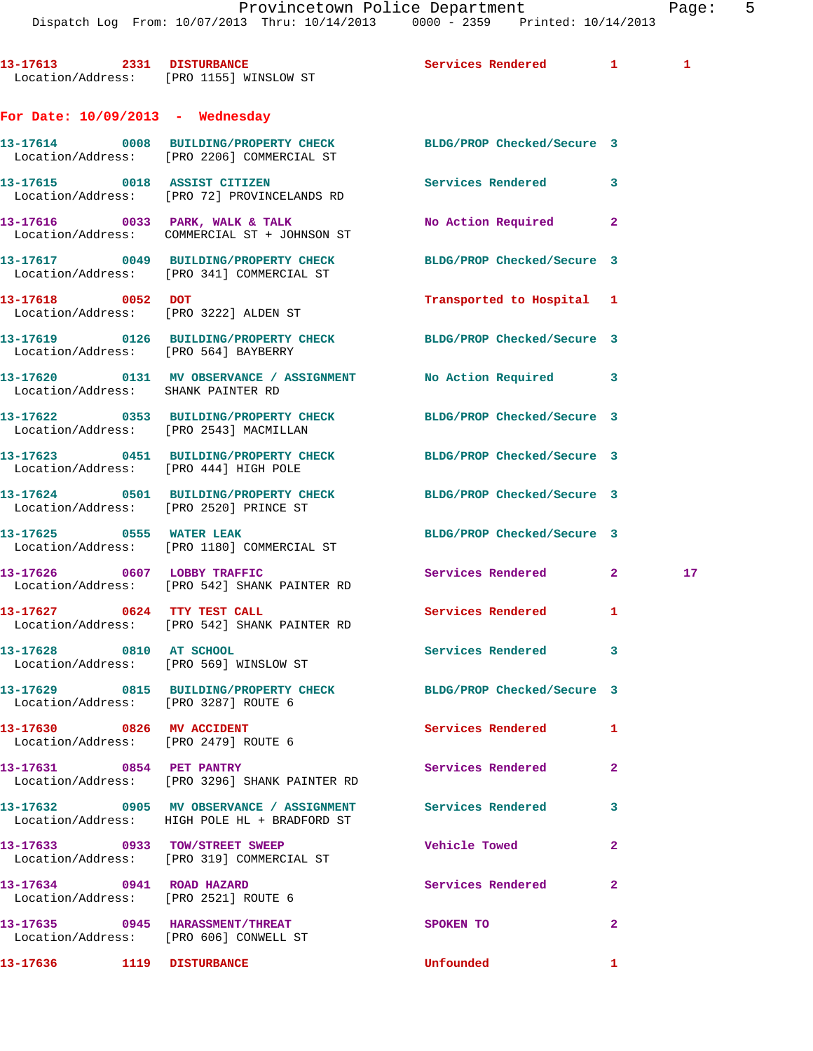13-17613 2331 DISTURBANCE Services Rendered 1 1
Location/Address: [PRO 1155] WINSLOW ST

**For Date: 10/09/2013 - Wednesday**

13-17614 0008 BUILDING/PROPERTY CHECK BLDG/PROP Checked/Secure 3
Location/Address: [PRO 2206] COMMERCIAL ST

13-17615 0018 ASSIST CITIZEN Services Rendered 3
Location/Address: [PRO 72] PROVINCELANDS RD

13-17616 0033 PARK, WALK & TALK No Action Required 2
Location/Address: COMMERCIAL ST + JOHNSON ST

13-17617 0049 BUILDING/PROPERTY CHECK BLDG/PROP Checked/Secure 3
Location/Address: [PRO 341] COMMERCIAL ST

13-17618 0052 DOT Transported to Hospital 1
Location/Address: [PRO 3222] ALDEN ST

13-17619 0126 BUILDING/PROPERTY CHECK BLDG/PROP Checked/Secure 3
Location/Address: [PRO 564] BAYBERRY

13-17620 0131 MV OBSERVANCE / ASSIGNMENT No Action Required 3
Location/Address: SHANK PAINTER RD

13-17622 0353 BUILDING/PROPERTY CHECK BLDG/PROP Checked/Secure 3
Location/Address: [PRO 2543] MACMILLAN

13-17623 0451 BUILDING/PROPERTY CHECK BLDG/PROP Checked/Secure 3
Location/Address: [PRO 444] HIGH POLE

13-17624 0501 BUILDING/PROPERTY CHECK BLDG/PROP Checked/Secure 3
Location/Address: [PRO 2520] PRINCE ST

13-17625 0555 WATER LEAK BLDG/PROP Checked/Secure 3
Location/Address: [PRO 1180] COMMERCIAL ST

13-17626 0607 LOBBY TRAFFIC Services Rendered 2 17
Location/Address: [PRO 542] SHANK PAINTER RD

13-17627 0624 TTY TEST CALL Services Rendered 1
Location/Address: [PRO 542] SHANK PAINTER RD

13-17628 0810 AT SCHOOL Services Rendered 3
Location/Address: [PRO 569] WINSLOW ST

13-17629 0815 BUILDING/PROPERTY CHECK BLDG/PROP Checked/Secure 3
Location/Address: [PRO 3287] ROUTE 6

13-17630 0826 MV ACCIDENT Services Rendered 1
Location/Address: [PRO 2479] ROUTE 6

13-17631 0854 PET PANTRY Services Rendered 2
Location/Address: [PRO 3296] SHANK PAINTER RD

13-17632 0905 MV OBSERVANCE / ASSIGNMENT Services Rendered 3
Location/Address: HIGH POLE HL + BRADFORD ST

13-17633 0933 TOW/STREET SWEEP Vehicle Towed 2
Location/Address: [PRO 319] COMMERCIAL ST

13-17634 0941 ROAD HAZARD Services Rendered 2
Location/Address: [PRO 2521] ROUTE 6

13-17635 0945 HARASSMENT/THREAT SPOKEN TO 2
Location/Address: [PRO 606] CONWELL ST

13-17636 1119 DISTURBANCE Unfounded 1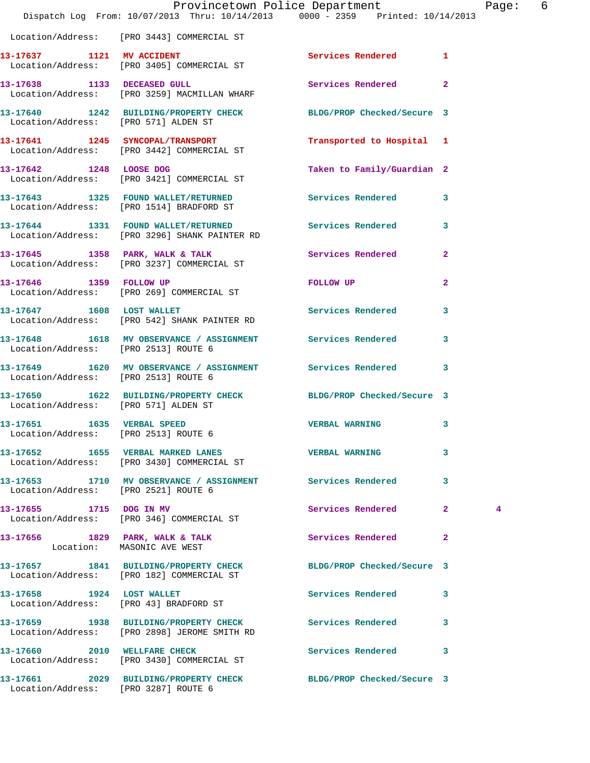Location/Address: [PRO 3443] COMMERCIAL ST

| Call Number | Time | Call Reason | Action | Priority | |
|---|---|---|---|---|---|
| 13-17637 | 1121 | MV ACCIDENT | Services Rendered | 1 | |
| Location/Address: [PRO 3405] COMMERCIAL ST | | | | | |
| 13-17638 | 1133 | DECEASED GULL | Services Rendered | 2 | |
| Location/Address: [PRO 3259] MACMILLAN WHARF | | | | | |
| 13-17640 | 1242 | BUILDING/PROPERTY CHECK | BLDG/PROP Checked/Secure | 3 | |
| Location/Address: [PRO 571] ALDEN ST | | | | | |
| 13-17641 | 1245 | SYNCOPAL/TRANSPORT | Transported to Hospital | 1 | |
| Location/Address: [PRO 3442] COMMERCIAL ST | | | | | |
| 13-17642 | 1248 | LOOSE DOG | Taken to Family/Guardian | 2 | |
| Location/Address: [PRO 3421] COMMERCIAL ST | | | | | |
| 13-17643 | 1325 | FOUND WALLET/RETURNED | Services Rendered | 3 | |
| Location/Address: [PRO 1514] BRADFORD ST | | | | | |
| 13-17644 | 1331 | FOUND WALLET/RETURNED | Services Rendered | 3 | |
| Location/Address: [PRO 3296] SHANK PAINTER RD | | | | | |
| 13-17645 | 1358 | PARK, WALK & TALK | Services Rendered | 2 | |
| Location/Address: [PRO 3237] COMMERCIAL ST | | | | | |
| 13-17646 | 1359 | FOLLOW UP | FOLLOW UP | 2 | |
| Location/Address: [PRO 269] COMMERCIAL ST | | | | | |
| 13-17647 | 1608 | LOST WALLET | Services Rendered | 3 | |
| Location/Address: [PRO 542] SHANK PAINTER RD | | | | | |
| 13-17648 | 1618 | MV OBSERVANCE / ASSIGNMENT | Services Rendered | 3 | |
| Location/Address: [PRO 2513] ROUTE 6 | | | | | |
| 13-17649 | 1620 | MV OBSERVANCE / ASSIGNMENT | Services Rendered | 3 | |
| Location/Address: [PRO 2513] ROUTE 6 | | | | | |
| 13-17650 | 1622 | BUILDING/PROPERTY CHECK | BLDG/PROP Checked/Secure | 3 | |
| Location/Address: [PRO 571] ALDEN ST | | | | | |
| 13-17651 | 1635 | VERBAL SPEED | VERBAL WARNING | 3 | |
| Location/Address: [PRO 2513] ROUTE 6 | | | | | |
| 13-17652 | 1655 | VERBAL MARKED LANES | VERBAL WARNING | 3 | |
| Location/Address: [PRO 3430] COMMERCIAL ST | | | | | |
| 13-17653 | 1710 | MV OBSERVANCE / ASSIGNMENT | Services Rendered | 3 | |
| Location/Address: [PRO 2521] ROUTE 6 | | | | | |
| 13-17655 | 1715 | DOG IN MV | Services Rendered | 2 | 4 |
| Location/Address: [PRO 346] COMMERCIAL ST | | | | | |
| 13-17656 | 1829 | PARK, WALK & TALK | Services Rendered | 2 | |
| Location: MASONIC AVE WEST | | | | | |
| 13-17657 | 1841 | BUILDING/PROPERTY CHECK | BLDG/PROP Checked/Secure | 3 | |
| Location/Address: [PRO 182] COMMERCIAL ST | | | | | |
| 13-17658 | 1924 | LOST WALLET | Services Rendered | 3 | |
| Location/Address: [PRO 43] BRADFORD ST | | | | | |
| 13-17659 | 1938 | BUILDING/PROPERTY CHECK | Services Rendered | 3 | |
| Location/Address: [PRO 2898] JEROME SMITH RD | | | | | |
| 13-17660 | 2010 | WELLFARE CHECK | Services Rendered | 3 | |
| Location/Address: [PRO 3430] COMMERCIAL ST | | | | | |
| 13-17661 | 2029 | BUILDING/PROPERTY CHECK | BLDG/PROP Checked/Secure | 3 | |
| Location/Address: [PRO 3287] ROUTE 6 | | | | | |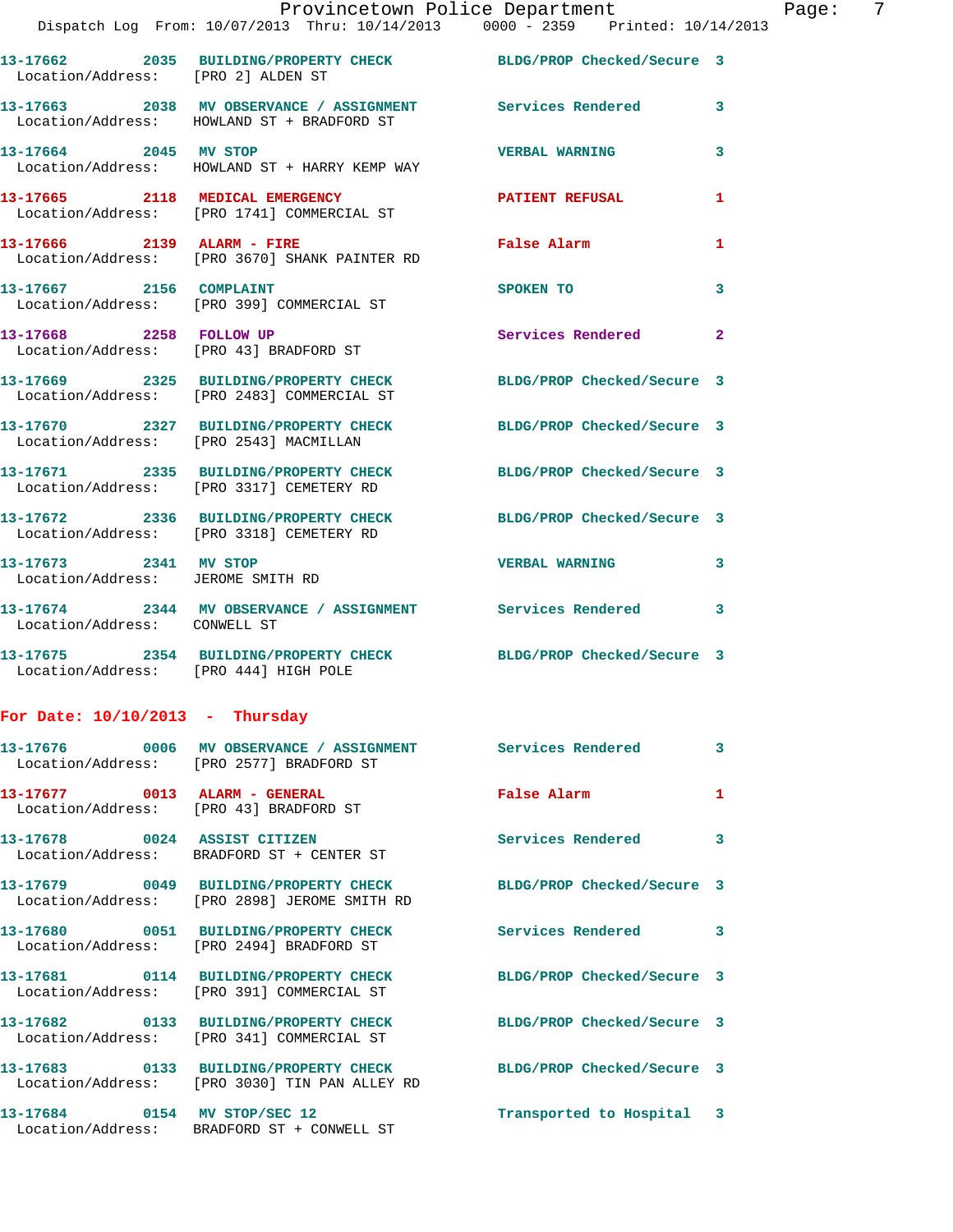13-17662 2035 BUILDING/PROPERTY CHECK BLDG/PROP Checked/Secure 3
Location/Address: [PRO 2] ALDEN ST

13-17663 2038 MV OBSERVANCE / ASSIGNMENT Services Rendered 3
Location/Address: HOWLAND ST + BRADFORD ST

13-17664 2045 MV STOP VERBAL WARNING 3
Location/Address: HOWLAND ST + HARRY KEMP WAY

13-17665 2118 MEDICAL EMERGENCY PATIENT REFUSAL 1
Location/Address: [PRO 1741] COMMERCIAL ST

13-17666 2139 ALARM - FIRE False Alarm 1
Location/Address: [PRO 3670] SHANK PAINTER RD

13-17667 2156 COMPLAINT SPOKEN TO 3
Location/Address: [PRO 399] COMMERCIAL ST

13-17668 2258 FOLLOW UP Services Rendered 2
Location/Address: [PRO 43] BRADFORD ST

13-17669 2325 BUILDING/PROPERTY CHECK BLDG/PROP Checked/Secure 3
Location/Address: [PRO 2483] COMMERCIAL ST

13-17670 2327 BUILDING/PROPERTY CHECK BLDG/PROP Checked/Secure 3
Location/Address: [PRO 2543] MACMILLAN

13-17671 2335 BUILDING/PROPERTY CHECK BLDG/PROP Checked/Secure 3
Location/Address: [PRO 3317] CEMETERY RD

13-17672 2336 BUILDING/PROPERTY CHECK BLDG/PROP Checked/Secure 3
Location/Address: [PRO 3318] CEMETERY RD

13-17673 2341 MV STOP VERBAL WARNING 3
Location/Address: JEROME SMITH RD

13-17674 2344 MV OBSERVANCE / ASSIGNMENT Services Rendered 3
Location/Address: CONWELL ST

13-17675 2354 BUILDING/PROPERTY CHECK BLDG/PROP Checked/Secure 3
Location/Address: [PRO 444] HIGH POLE

**For Date: 10/10/2013 - Thursday**

13-17676 0006 MV OBSERVANCE / ASSIGNMENT Services Rendered 3
Location/Address: [PRO 2577] BRADFORD ST

13-17677 0013 ALARM - GENERAL False Alarm 1
Location/Address: [PRO 43] BRADFORD ST

13-17678 0024 ASSIST CITIZEN Services Rendered 3
Location/Address: BRADFORD ST + CENTER ST

13-17679 0049 BUILDING/PROPERTY CHECK BLDG/PROP Checked/Secure 3
Location/Address: [PRO 2898] JEROME SMITH RD

13-17680 0051 BUILDING/PROPERTY CHECK Services Rendered 3
Location/Address: [PRO 2494] BRADFORD ST

13-17681 0114 BUILDING/PROPERTY CHECK BLDG/PROP Checked/Secure 3
Location/Address: [PRO 391] COMMERCIAL ST

13-17682 0133 BUILDING/PROPERTY CHECK BLDG/PROP Checked/Secure 3
Location/Address: [PRO 341] COMMERCIAL ST

13-17683 0133 BUILDING/PROPERTY CHECK BLDG/PROP Checked/Secure 3
Location/Address: [PRO 3030] TIN PAN ALLEY RD

13-17684 0154 MV STOP/SEC 12 Transported to Hospital 3
Location/Address: BRADFORD ST + CONWELL ST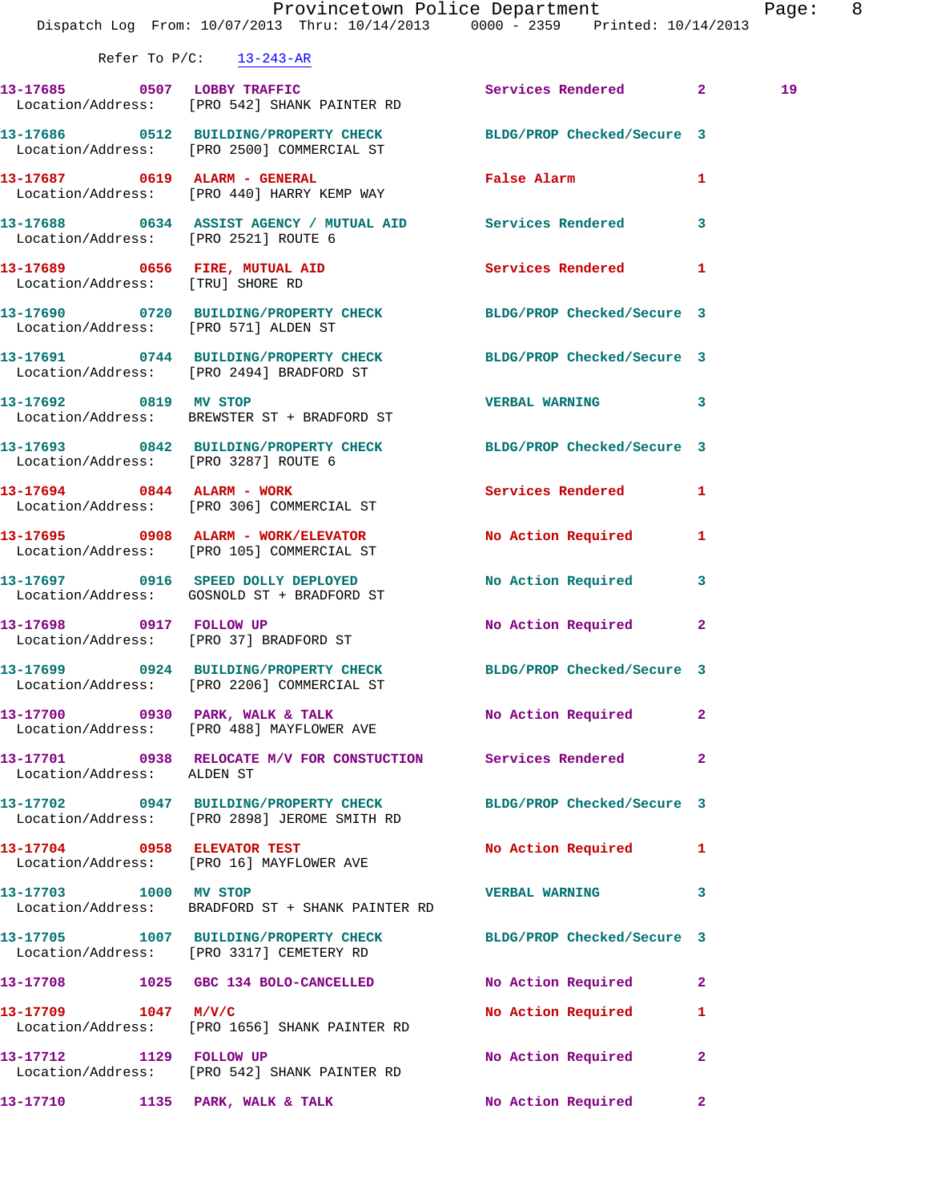Refer To P/C: 13-243-AR

| Call # | Time | Call Type | Disposition | Priority | |
|---|---|---|---|---|---|
| 13-17685 | 0507 | LOBBY TRAFFIC | Services Rendered | 2 | 19 |
| Location/Address: | | [PRO 542] SHANK PAINTER RD | | | |
| 13-17686 | 0512 | BUILDING/PROPERTY CHECK | BLDG/PROP Checked/Secure | 3 | |
| Location/Address: | | [PRO 2500] COMMERCIAL ST | | | |
| 13-17687 | 0619 | ALARM - GENERAL | False Alarm | 1 | |
| Location/Address: | | [PRO 440] HARRY KEMP WAY | | | |
| 13-17688 | 0634 | ASSIST AGENCY / MUTUAL AID | Services Rendered | 3 | |
| Location/Address: | | [PRO 2521] ROUTE 6 | | | |
| 13-17689 | 0656 | FIRE, MUTUAL AID | Services Rendered | 1 | |
| Location/Address: | | [TRU] SHORE RD | | | |
| 13-17690 | 0720 | BUILDING/PROPERTY CHECK | BLDG/PROP Checked/Secure | 3 | |
| Location/Address: | | [PRO 571] ALDEN ST | | | |
| 13-17691 | 0744 | BUILDING/PROPERTY CHECK | BLDG/PROP Checked/Secure | 3 | |
| Location/Address: | | [PRO 2494] BRADFORD ST | | | |
| 13-17692 | 0819 | MV STOP | VERBAL WARNING | 3 | |
| Location/Address: | | BREWSTER ST + BRADFORD ST | | | |
| 13-17693 | 0842 | BUILDING/PROPERTY CHECK | BLDG/PROP Checked/Secure | 3 | |
| Location/Address: | | [PRO 3287] ROUTE 6 | | | |
| 13-17694 | 0844 | ALARM - WORK | Services Rendered | 1 | |
| Location/Address: | | [PRO 306] COMMERCIAL ST | | | |
| 13-17695 | 0908 | ALARM - WORK/ELEVATOR | No Action Required | 1 | |
| Location/Address: | | [PRO 105] COMMERCIAL ST | | | |
| 13-17697 | 0916 | SPEED DOLLY DEPLOYED | No Action Required | 3 | |
| Location/Address: | | GOSNOLD ST + BRADFORD ST | | | |
| 13-17698 | 0917 | FOLLOW UP | No Action Required | 2 | |
| Location/Address: | | [PRO 37] BRADFORD ST | | | |
| 13-17699 | 0924 | BUILDING/PROPERTY CHECK | BLDG/PROP Checked/Secure | 3 | |
| Location/Address: | | [PRO 2206] COMMERCIAL ST | | | |
| 13-17700 | 0930 | PARK, WALK & TALK | No Action Required | 2 | |
| Location/Address: | | [PRO 488] MAYFLOWER AVE | | | |
| 13-17701 | 0938 | RELOCATE M/V FOR CONSTUCTION | Services Rendered | 2 | |
| Location/Address: | | ALDEN ST | | | |
| 13-17702 | 0947 | BUILDING/PROPERTY CHECK | BLDG/PROP Checked/Secure | 3 | |
| Location/Address: | | [PRO 2898] JEROME SMITH RD | | | |
| 13-17704 | 0958 | ELEVATOR TEST | No Action Required | 1 | |
| Location/Address: | | [PRO 16] MAYFLOWER AVE | | | |
| 13-17703 | 1000 | MV STOP | VERBAL WARNING | 3 | |
| Location/Address: | | BRADFORD ST + SHANK PAINTER RD | | | |
| 13-17705 | 1007 | BUILDING/PROPERTY CHECK | BLDG/PROP Checked/Secure | 3 | |
| Location/Address: | | [PRO 3317] CEMETERY RD | | | |
| 13-17708 | 1025 | GBC 134 BOLO-CANCELLED | No Action Required | 2 | |
| 13-17709 | 1047 | M/V/C | No Action Required | 1 | |
| Location/Address: | | [PRO 1656] SHANK PAINTER RD | | | |
| 13-17712 | 1129 | FOLLOW UP | No Action Required | 2 | |
| Location/Address: | | [PRO 542] SHANK PAINTER RD | | | |
| 13-17710 | 1135 | PARK, WALK & TALK | No Action Required | 2 | |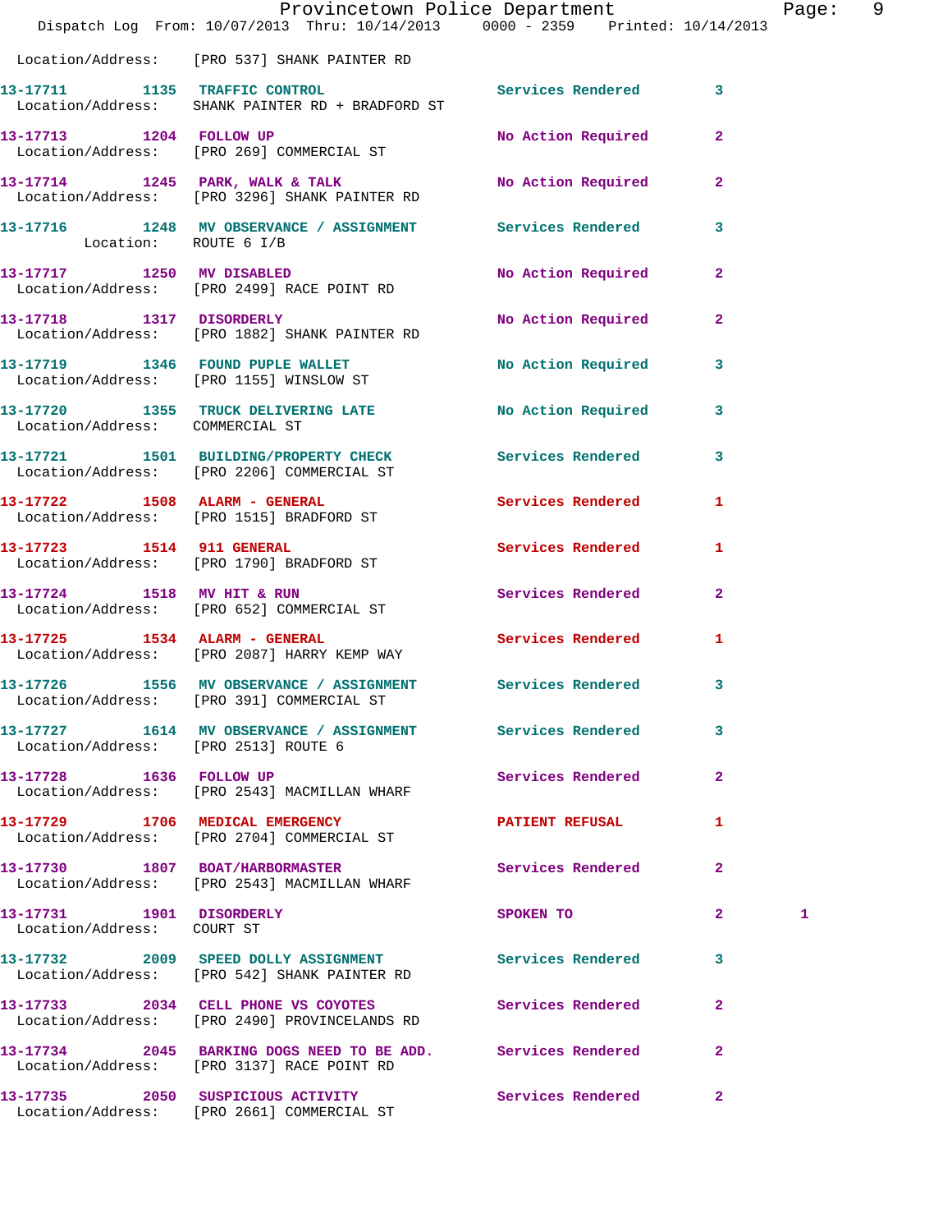Location/Address: [PRO 537] SHANK PAINTER RD

| Call Number | Time | Call Reason | Action | Priority | |
|---|---|---|---|---|---|
| 13-17711 | 1135 | TRAFFIC CONTROL | Services Rendered | 3 | |
| Location/Address: | | SHANK PAINTER RD + BRADFORD ST | | | |
| 13-17713 | 1204 | FOLLOW UP | No Action Required | 2 | |
| Location/Address: | | [PRO 269] COMMERCIAL ST | | | |
| 13-17714 | 1245 | PARK, WALK & TALK | No Action Required | 2 | |
| Location/Address: | | [PRO 3296] SHANK PAINTER RD | | | |
| 13-17716 | 1248 | MV OBSERVANCE / ASSIGNMENT | Services Rendered | 3 | |
| Location: | | ROUTE 6 I/B | | | |
| 13-17717 | 1250 | MV DISABLED | No Action Required | 2 | |
| Location/Address: | | [PRO 2499] RACE POINT RD | | | |
| 13-17718 | 1317 | DISORDERLY | No Action Required | 2 | |
| Location/Address: | | [PRO 1882] SHANK PAINTER RD | | | |
| 13-17719 | 1346 | FOUND PUPLE WALLET | No Action Required | 3 | |
| Location/Address: | | [PRO 1155] WINSLOW ST | | | |
| 13-17720 | 1355 | TRUCK DELIVERING LATE | No Action Required | 3 | |
| Location/Address: | | COMMERCIAL ST | | | |
| 13-17721 | 1501 | BUILDING/PROPERTY CHECK | Services Rendered | 3 | |
| Location/Address: | | [PRO 2206] COMMERCIAL ST | | | |
| 13-17722 | 1508 | ALARM - GENERAL | Services Rendered | 1 | |
| Location/Address: | | [PRO 1515] BRADFORD ST | | | |
| 13-17723 | 1514 | 911 GENERAL | Services Rendered | 1 | |
| Location/Address: | | [PRO 1790] BRADFORD ST | | | |
| 13-17724 | 1518 | MV HIT & RUN | Services Rendered | 2 | |
| Location/Address: | | [PRO 652] COMMERCIAL ST | | | |
| 13-17725 | 1534 | ALARM - GENERAL | Services Rendered | 1 | |
| Location/Address: | | [PRO 2087] HARRY KEMP WAY | | | |
| 13-17726 | 1556 | MV OBSERVANCE / ASSIGNMENT | Services Rendered | 3 | |
| Location/Address: | | [PRO 391] COMMERCIAL ST | | | |
| 13-17727 | 1614 | MV OBSERVANCE / ASSIGNMENT | Services Rendered | 3 | |
| Location/Address: | | [PRO 2513] ROUTE 6 | | | |
| 13-17728 | 1636 | FOLLOW UP | Services Rendered | 2 | |
| Location/Address: | | [PRO 2543] MACMILLAN WHARF | | | |
| 13-17729 | 1706 | MEDICAL EMERGENCY | PATIENT REFUSAL | 1 | |
| Location/Address: | | [PRO 2704] COMMERCIAL ST | | | |
| 13-17730 | 1807 | BOAT/HARBORMASTER | Services Rendered | 2 | |
| Location/Address: | | [PRO 2543] MACMILLAN WHARF | | | |
| 13-17731 | 1901 | DISORDERLY | SPOKEN TO | 2 | 1 |
| Location/Address: | | COURT ST | | | |
| 13-17732 | 2009 | SPEED DOLLY ASSIGNMENT | Services Rendered | 3 | |
| Location/Address: | | [PRO 542] SHANK PAINTER RD | | | |
| 13-17733 | 2034 | CELL PHONE VS COYOTES | Services Rendered | 2 | |
| Location/Address: | | [PRO 2490] PROVINCELANDS RD | | | |
| 13-17734 | 2045 | BARKING DOGS NEED TO BE ADD. | Services Rendered | 2 | |
| Location/Address: | | [PRO 3137] RACE POINT RD | | | |
| 13-17735 | 2050 | SUSPICIOUS ACTIVITY | Services Rendered | 2 | |
| Location/Address: | | [PRO 2661] COMMERCIAL ST | | | |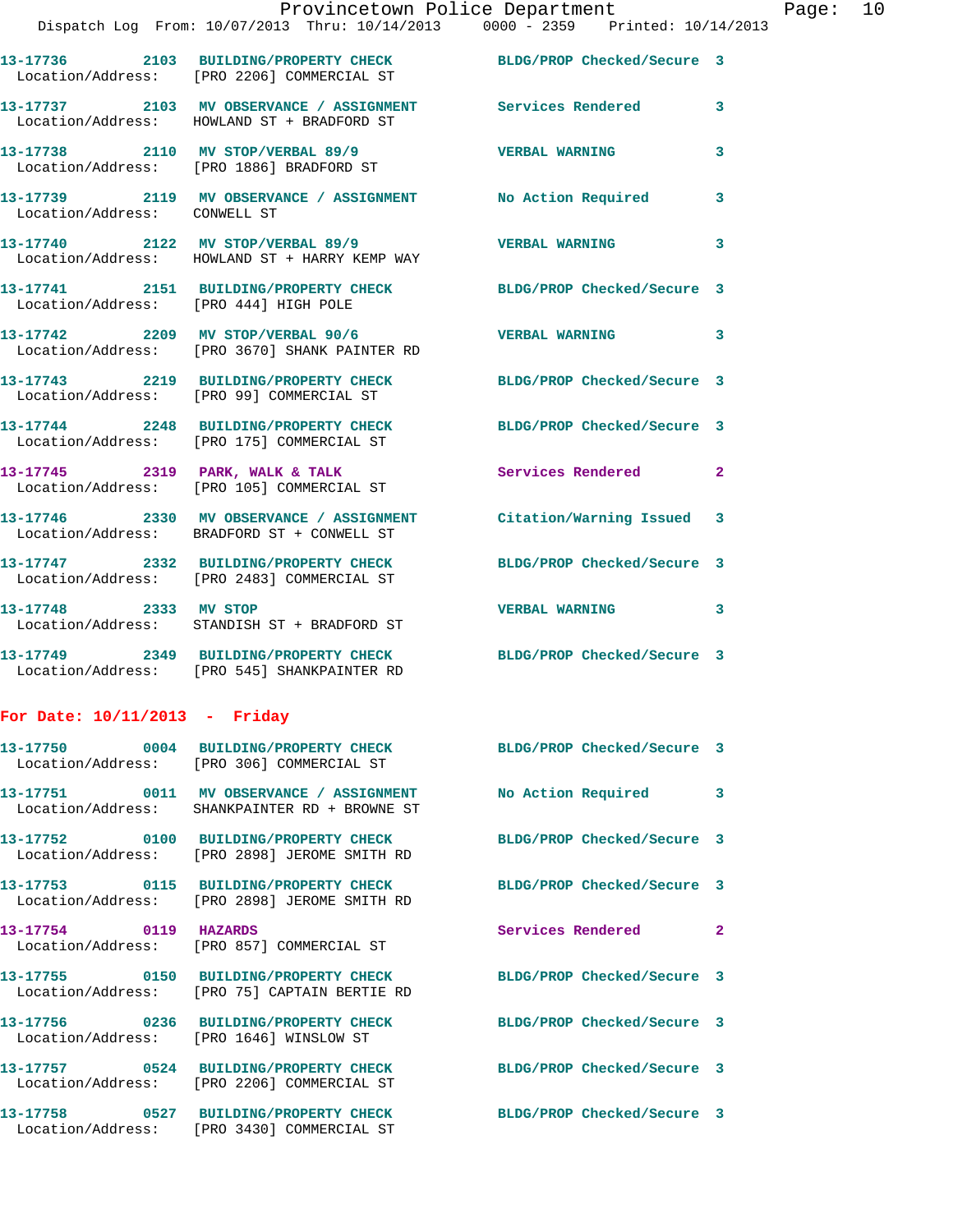13-17736 2103 BUILDING/PROPERTY CHECK BLDG/PROP Checked/Secure 3
Location/Address: [PRO 2206] COMMERCIAL ST

13-17737 2103 MV OBSERVANCE / ASSIGNMENT Services Rendered 3
Location/Address: HOWLAND ST + BRADFORD ST

13-17738 2110 MV STOP/VERBAL 89/9 VERBAL WARNING 3
Location/Address: [PRO 1886] BRADFORD ST

13-17739 2119 MV OBSERVANCE / ASSIGNMENT No Action Required 3
Location/Address: CONWELL ST

13-17740 2122 MV STOP/VERBAL 89/9 VERBAL WARNING 3
Location/Address: HOWLAND ST + HARRY KEMP WAY

13-17741 2151 BUILDING/PROPERTY CHECK BLDG/PROP Checked/Secure 3
Location/Address: [PRO 444] HIGH POLE

13-17742 2209 MV STOP/VERBAL 90/6 VERBAL WARNING 3
Location/Address: [PRO 3670] SHANK PAINTER RD

13-17743 2219 BUILDING/PROPERTY CHECK BLDG/PROP Checked/Secure 3
Location/Address: [PRO 99] COMMERCIAL ST

13-17744 2248 BUILDING/PROPERTY CHECK BLDG/PROP Checked/Secure 3
Location/Address: [PRO 175] COMMERCIAL ST

13-17745 2319 PARK, WALK & TALK Services Rendered 2
Location/Address: [PRO 105] COMMERCIAL ST

13-17746 2330 MV OBSERVANCE / ASSIGNMENT Citation/Warning Issued 3
Location/Address: BRADFORD ST + CONWELL ST

13-17747 2332 BUILDING/PROPERTY CHECK BLDG/PROP Checked/Secure 3
Location/Address: [PRO 2483] COMMERCIAL ST

13-17748 2333 MV STOP VERBAL WARNING 3
Location/Address: STANDISH ST + BRADFORD ST

13-17749 2349 BUILDING/PROPERTY CHECK BLDG/PROP Checked/Secure 3
Location/Address: [PRO 545] SHANKPAINTER RD

**For Date: 10/11/2013 - Friday**

13-17750 0004 BUILDING/PROPERTY CHECK BLDG/PROP Checked/Secure 3
Location/Address: [PRO 306] COMMERCIAL ST

13-17751 0011 MV OBSERVANCE / ASSIGNMENT No Action Required 3
Location/Address: SHANKPAINTER RD + BROWNE ST

13-17752 0100 BUILDING/PROPERTY CHECK BLDG/PROP Checked/Secure 3
Location/Address: [PRO 2898] JEROME SMITH RD

13-17753 0115 BUILDING/PROPERTY CHECK BLDG/PROP Checked/Secure 3
Location/Address: [PRO 2898] JEROME SMITH RD

13-17754 0119 HAZARDS Services Rendered 2
Location/Address: [PRO 857] COMMERCIAL ST

13-17755 0150 BUILDING/PROPERTY CHECK BLDG/PROP Checked/Secure 3
Location/Address: [PRO 75] CAPTAIN BERTIE RD

13-17756 0236 BUILDING/PROPERTY CHECK BLDG/PROP Checked/Secure 3
Location/Address: [PRO 1646] WINSLOW ST

13-17757 0524 BUILDING/PROPERTY CHECK BLDG/PROP Checked/Secure 3
Location/Address: [PRO 2206] COMMERCIAL ST

13-17758 0527 BUILDING/PROPERTY CHECK BLDG/PROP Checked/Secure 3
Location/Address: [PRO 3430] COMMERCIAL ST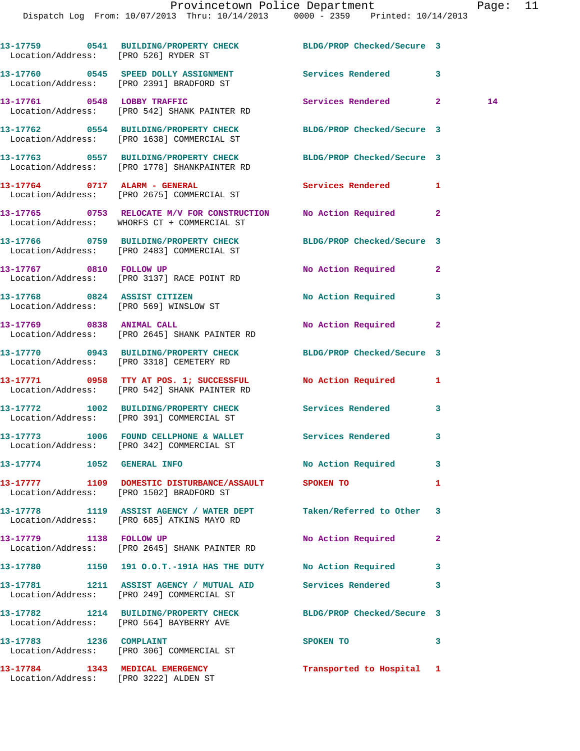13-17759 0541 BUILDING/PROPERTY CHECK BLDG/PROP Checked/Secure 3
Location/Address: [PRO 526] RYDER ST

13-17760 0545 SPEED DOLLY ASSIGNMENT Services Rendered 3
Location/Address: [PRO 2391] BRADFORD ST

13-17761 0548 LOBBY TRAFFIC Services Rendered 2 14
Location/Address: [PRO 542] SHANK PAINTER RD

13-17762 0554 BUILDING/PROPERTY CHECK BLDG/PROP Checked/Secure 3
Location/Address: [PRO 1638] COMMERCIAL ST

13-17763 0557 BUILDING/PROPERTY CHECK BLDG/PROP Checked/Secure 3
Location/Address: [PRO 1778] SHANKPAINTER RD

13-17764 0717 ALARM - GENERAL Services Rendered 1
Location/Address: [PRO 2675] COMMERCIAL ST

13-17765 0753 RELOCATE M/V FOR CONSTRUCTION No Action Required 2
Location/Address: WHORFS CT + COMMERCIAL ST

13-17766 0759 BUILDING/PROPERTY CHECK BLDG/PROP Checked/Secure 3
Location/Address: [PRO 2483] COMMERCIAL ST

13-17767 0810 FOLLOW UP No Action Required 2
Location/Address: [PRO 3137] RACE POINT RD

13-17768 0824 ASSIST CITIZEN No Action Required 3
Location/Address: [PRO 569] WINSLOW ST

13-17769 0838 ANIMAL CALL No Action Required 2
Location/Address: [PRO 2645] SHANK PAINTER RD

13-17770 0943 BUILDING/PROPERTY CHECK BLDG/PROP Checked/Secure 3
Location/Address: [PRO 3318] CEMETERY RD

13-17771 0958 TTY AT POS. 1; SUCCESSFUL No Action Required 1
Location/Address: [PRO 542] SHANK PAINTER RD

13-17772 1002 BUILDING/PROPERTY CHECK Services Rendered 3
Location/Address: [PRO 391] COMMERCIAL ST

13-17773 1006 FOUND CELLPHONE & WALLET Services Rendered 3
Location/Address: [PRO 342] COMMERCIAL ST

13-17774 1052 GENERAL INFO No Action Required 3

13-17777 1109 DOMESTIC DISTURBANCE/ASSAULT SPOKEN TO 1
Location/Address: [PRO 1502] BRADFORD ST

13-17778 1119 ASSIST AGENCY / WATER DEPT Taken/Referred to Other 3
Location/Address: [PRO 685] ATKINS MAYO RD

13-17779 1138 FOLLOW UP No Action Required 2
Location/Address: [PRO 2645] SHANK PAINTER RD

13-17780 1150 191 O.O.T.-191A HAS THE DUTY No Action Required 3

13-17781 1211 ASSIST AGENCY / MUTUAL AID Services Rendered 3
Location/Address: [PRO 249] COMMERCIAL ST

13-17782 1214 BUILDING/PROPERTY CHECK BLDG/PROP Checked/Secure 3
Location/Address: [PRO 564] BAYBERRY AVE

13-17783 1236 COMPLAINT SPOKEN TO 3
Location/Address: [PRO 306] COMMERCIAL ST

13-17784 1343 MEDICAL EMERGENCY Transported to Hospital 1
Location/Address: [PRO 3222] ALDEN ST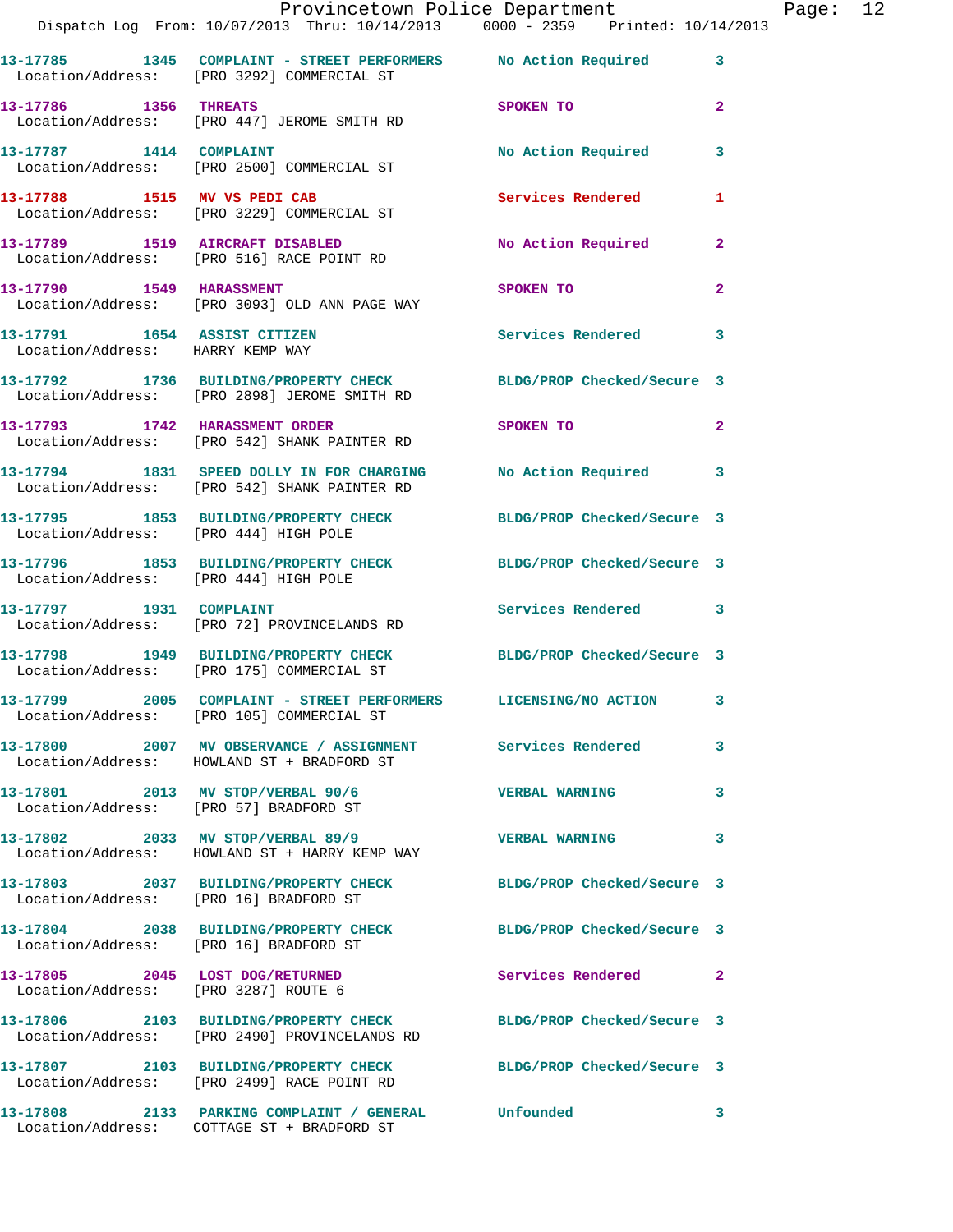13-17785 1345 COMPLAINT - STREET PERFORMERS No Action Required 3
Location/Address: [PRO 3292] COMMERCIAL ST

13-17786 1356 THREATS SPOKEN TO 2
Location/Address: [PRO 447] JEROME SMITH RD

13-17787 1414 COMPLAINT No Action Required 3
Location/Address: [PRO 2500] COMMERCIAL ST

13-17788 1515 MV VS PEDI CAB Services Rendered 1
Location/Address: [PRO 3229] COMMERCIAL ST

13-17789 1519 AIRCRAFT DISABLED No Action Required 2
Location/Address: [PRO 516] RACE POINT RD

13-17790 1549 HARASSMENT SPOKEN TO 2
Location/Address: [PRO 3093] OLD ANN PAGE WAY

13-17791 1654 ASSIST CITIZEN Services Rendered 3
Location/Address: HARRY KEMP WAY

13-17792 1736 BUILDING/PROPERTY CHECK BLDG/PROP Checked/Secure 3
Location/Address: [PRO 2898] JEROME SMITH RD

13-17793 1742 HARASSMENT ORDER SPOKEN TO 2
Location/Address: [PRO 542] SHANK PAINTER RD

13-17794 1831 SPEED DOLLY IN FOR CHARGING No Action Required 3
Location/Address: [PRO 542] SHANK PAINTER RD

13-17795 1853 BUILDING/PROPERTY CHECK BLDG/PROP Checked/Secure 3
Location/Address: [PRO 444] HIGH POLE

13-17796 1853 BUILDING/PROPERTY CHECK BLDG/PROP Checked/Secure 3
Location/Address: [PRO 444] HIGH POLE

13-17797 1931 COMPLAINT Services Rendered 3
Location/Address: [PRO 72] PROVINCELANDS RD

13-17798 1949 BUILDING/PROPERTY CHECK BLDG/PROP Checked/Secure 3
Location/Address: [PRO 175] COMMERCIAL ST

13-17799 2005 COMPLAINT - STREET PERFORMERS LICENSING/NO ACTION 3
Location/Address: [PRO 105] COMMERCIAL ST

13-17800 2007 MV OBSERVANCE / ASSIGNMENT Services Rendered 3
Location/Address: HOWLAND ST + BRADFORD ST

13-17801 2013 MV STOP/VERBAL 90/6 VERBAL WARNING 3
Location/Address: [PRO 57] BRADFORD ST

13-17802 2033 MV STOP/VERBAL 89/9 VERBAL WARNING 3
Location/Address: HOWLAND ST + HARRY KEMP WAY

13-17803 2037 BUILDING/PROPERTY CHECK BLDG/PROP Checked/Secure 3
Location/Address: [PRO 16] BRADFORD ST

13-17804 2038 BUILDING/PROPERTY CHECK BLDG/PROP Checked/Secure 3
Location/Address: [PRO 16] BRADFORD ST

13-17805 2045 LOST DOG/RETURNED Services Rendered 2
Location/Address: [PRO 3287] ROUTE 6

13-17806 2103 BUILDING/PROPERTY CHECK BLDG/PROP Checked/Secure 3
Location/Address: [PRO 2490] PROVINCELANDS RD

13-17807 2103 BUILDING/PROPERTY CHECK BLDG/PROP Checked/Secure 3
Location/Address: [PRO 2499] RACE POINT RD

13-17808 2133 PARKING COMPLAINT / GENERAL Unfounded 3
Location/Address: COTTAGE ST + BRADFORD ST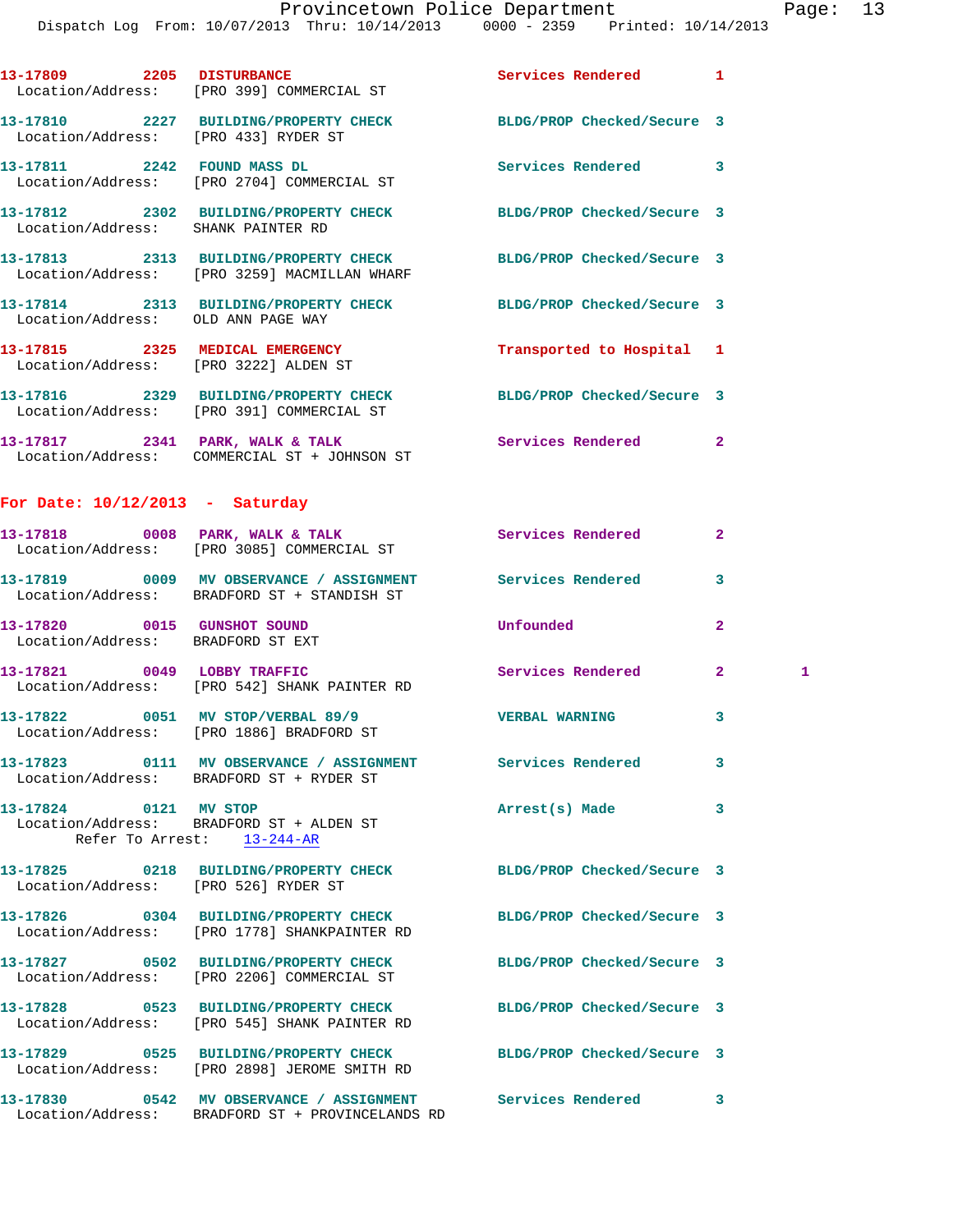13-17809 2205 DISTURBANCE Services Rendered 1
Location/Address: [PRO 399] COMMERCIAL ST

13-17810 2227 BUILDING/PROPERTY CHECK BLDG/PROP Checked/Secure 3
Location/Address: [PRO 433] RYDER ST

13-17811 2242 FOUND MASS DL Services Rendered 3
Location/Address: [PRO 2704] COMMERCIAL ST

13-17812 2302 BUILDING/PROPERTY CHECK BLDG/PROP Checked/Secure 3
Location/Address: SHANK PAINTER RD

13-17813 2313 BUILDING/PROPERTY CHECK BLDG/PROP Checked/Secure 3
Location/Address: [PRO 3259] MACMILLAN WHARF

13-17814 2313 BUILDING/PROPERTY CHECK BLDG/PROP Checked/Secure 3
Location/Address: OLD ANN PAGE WAY

13-17815 2325 MEDICAL EMERGENCY Transported to Hospital 1
Location/Address: [PRO 3222] ALDEN ST

13-17816 2329 BUILDING/PROPERTY CHECK BLDG/PROP Checked/Secure 3
Location/Address: [PRO 391] COMMERCIAL ST

13-17817 2341 PARK, WALK & TALK Services Rendered 2
Location/Address: COMMERCIAL ST + JOHNSON ST

## For Date: 10/12/2013 - Saturday

13-17818 0008 PARK, WALK & TALK Services Rendered 2
Location/Address: [PRO 3085] COMMERCIAL ST

13-17819 0009 MV OBSERVANCE / ASSIGNMENT Services Rendered 3
Location/Address: BRADFORD ST + STANDISH ST

13-17820 0015 GUNSHOT SOUND Unfounded 2
Location/Address: BRADFORD ST EXT

13-17821 0049 LOBBY TRAFFIC Services Rendered 2 1
Location/Address: [PRO 542] SHANK PAINTER RD

13-17822 0051 MV STOP/VERBAL 89/9 VERBAL WARNING 3
Location/Address: [PRO 1886] BRADFORD ST

13-17823 0111 MV OBSERVANCE / ASSIGNMENT Services Rendered 3
Location/Address: BRADFORD ST + RYDER ST

13-17824 0121 MV STOP Arrest(s) Made 3
Location/Address: BRADFORD ST + ALDEN ST
Refer To Arrest: 13-244-AR

13-17825 0218 BUILDING/PROPERTY CHECK BLDG/PROP Checked/Secure 3
Location/Address: [PRO 526] RYDER ST

13-17826 0304 BUILDING/PROPERTY CHECK BLDG/PROP Checked/Secure 3
Location/Address: [PRO 1778] SHANKPAINTER RD

13-17827 0502 BUILDING/PROPERTY CHECK BLDG/PROP Checked/Secure 3
Location/Address: [PRO 2206] COMMERCIAL ST

13-17828 0523 BUILDING/PROPERTY CHECK BLDG/PROP Checked/Secure 3
Location/Address: [PRO 545] SHANK PAINTER RD

13-17829 0525 BUILDING/PROPERTY CHECK BLDG/PROP Checked/Secure 3
Location/Address: [PRO 2898] JEROME SMITH RD

13-17830 0542 MV OBSERVANCE / ASSIGNMENT Services Rendered 3
Location/Address: BRADFORD ST + PROVINCELANDS RD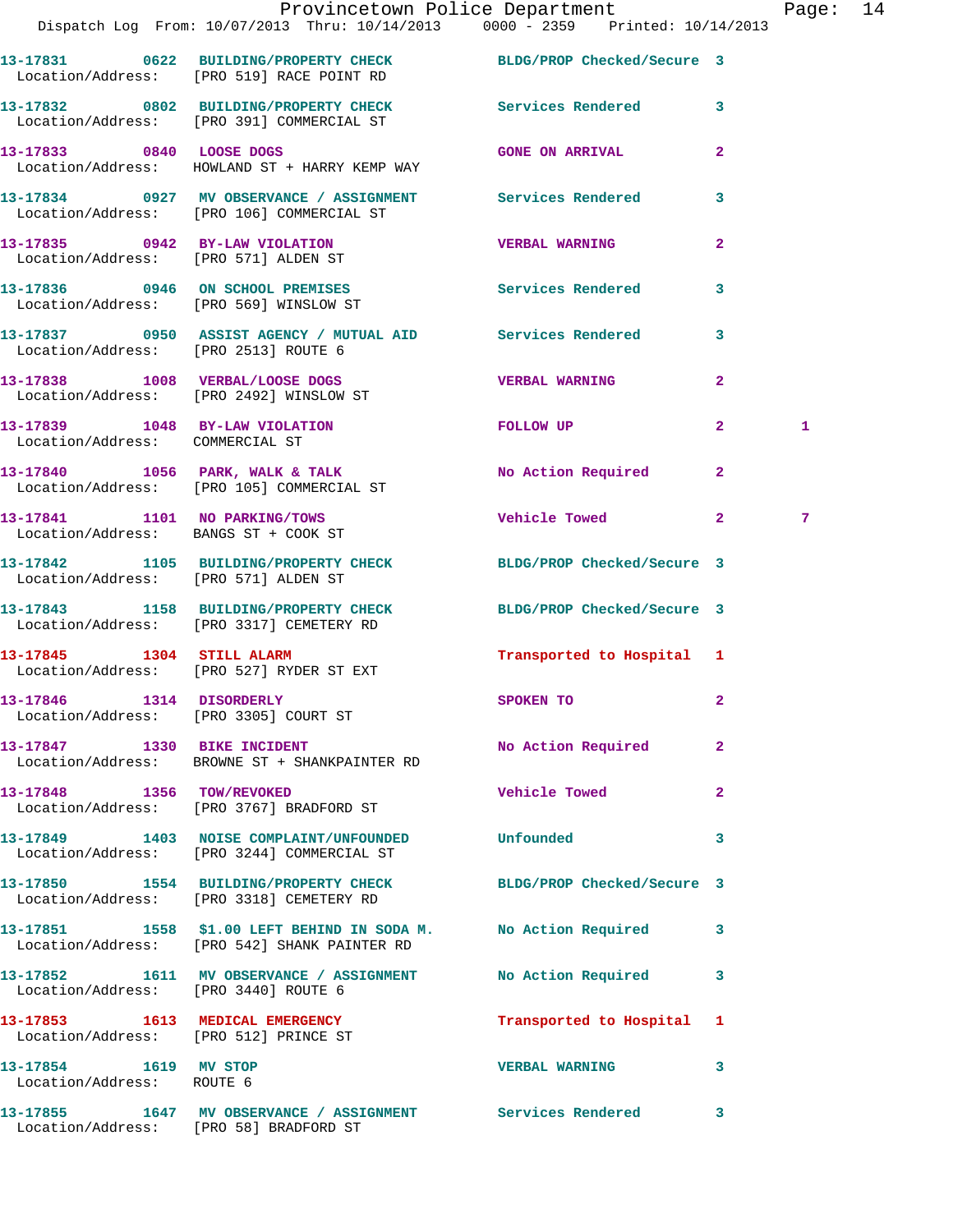| Call Number | Time | Call Reason | Action | Priority | |
|---|---|---|---|---|---|
| 13-17831 | 0622 | BUILDING/PROPERTY CHECK | BLDG/PROP Checked/Secure | 3 | |
| Location/Address: | | [PRO 519] RACE POINT RD | | | |
| 13-17832 | 0802 | BUILDING/PROPERTY CHECK | Services Rendered | 3 | |
| Location/Address: | | [PRO 391] COMMERCIAL ST | | | |
| 13-17833 | 0840 | LOOSE DOGS | GONE ON ARRIVAL | 2 | |
| Location/Address: | | HOWLAND ST + HARRY KEMP WAY | | | |
| 13-17834 | 0927 | MV OBSERVANCE / ASSIGNMENT | Services Rendered | 3 | |
| Location/Address: | | [PRO 106] COMMERCIAL ST | | | |
| 13-17835 | 0942 | BY-LAW VIOLATION | VERBAL WARNING | 2 | |
| Location/Address: | | [PRO 571] ALDEN ST | | | |
| 13-17836 | 0946 | ON SCHOOL PREMISES | Services Rendered | 3 | |
| Location/Address: | | [PRO 569] WINSLOW ST | | | |
| 13-17837 | 0950 | ASSIST AGENCY / MUTUAL AID | Services Rendered | 3 | |
| Location/Address: | | [PRO 2513] ROUTE 6 | | | |
| 13-17838 | 1008 | VERBAL/LOOSE DOGS | VERBAL WARNING | 2 | |
| Location/Address: | | [PRO 2492] WINSLOW ST | | | |
| 13-17839 | 1048 | BY-LAW VIOLATION | FOLLOW UP | 2 | 1 |
| Location/Address: | | COMMERCIAL ST | | | |
| 13-17840 | 1056 | PARK, WALK & TALK | No Action Required | 2 | |
| Location/Address: | | [PRO 105] COMMERCIAL ST | | | |
| 13-17841 | 1101 | NO PARKING/TOWS | Vehicle Towed | 2 | 7 |
| Location/Address: | | BANGS ST + COOK ST | | | |
| 13-17842 | 1105 | BUILDING/PROPERTY CHECK | BLDG/PROP Checked/Secure | 3 | |
| Location/Address: | | [PRO 571] ALDEN ST | | | |
| 13-17843 | 1158 | BUILDING/PROPERTY CHECK | BLDG/PROP Checked/Secure | 3 | |
| Location/Address: | | [PRO 3317] CEMETERY RD | | | |
| 13-17845 | 1304 | STILL ALARM | Transported to Hospital | 1 | |
| Location/Address: | | [PRO 527] RYDER ST EXT | | | |
| 13-17846 | 1314 | DISORDERLY | SPOKEN TO | 2 | |
| Location/Address: | | [PRO 3305] COURT ST | | | |
| 13-17847 | 1330 | BIKE INCIDENT | No Action Required | 2 | |
| Location/Address: | | BROWNE ST + SHANKPAINTER RD | | | |
| 13-17848 | 1356 | TOW/REVOKED | Vehicle Towed | 2 | |
| Location/Address: | | [PRO 3767] BRADFORD ST | | | |
| 13-17849 | 1403 | NOISE COMPLAINT/UNFOUNDED | Unfounded | 3 | |
| Location/Address: | | [PRO 3244] COMMERCIAL ST | | | |
| 13-17850 | 1554 | BUILDING/PROPERTY CHECK | BLDG/PROP Checked/Secure | 3 | |
| Location/Address: | | [PRO 3318] CEMETERY RD | | | |
| 13-17851 | 1558 | $1.00 LEFT BEHIND IN SODA M. | No Action Required | 3 | |
| Location/Address: | | [PRO 542] SHANK PAINTER RD | | | |
| 13-17852 | 1611 | MV OBSERVANCE / ASSIGNMENT | No Action Required | 3 | |
| Location/Address: | | [PRO 3440] ROUTE 6 | | | |
| 13-17853 | 1613 | MEDICAL EMERGENCY | Transported to Hospital | 1 | |
| Location/Address: | | [PRO 512] PRINCE ST | | | |
| 13-17854 | 1619 | MV STOP | VERBAL WARNING | 3 | |
| Location/Address: | | ROUTE 6 | | | |
| 13-17855 | 1647 | MV OBSERVANCE / ASSIGNMENT | Services Rendered | 3 | |
| Location/Address: | | [PRO 58] BRADFORD ST | | | |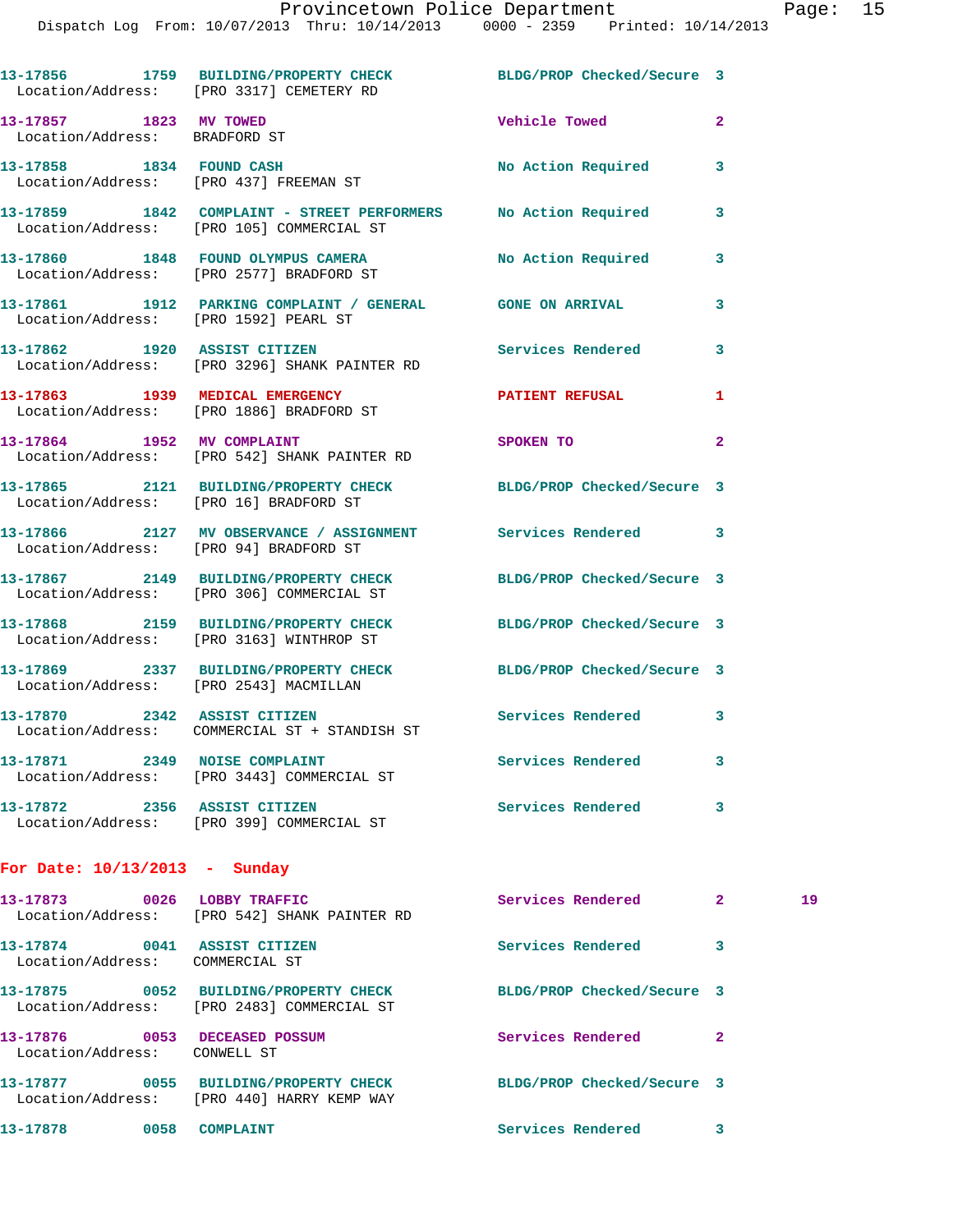13-17856 1759 BUILDING/PROPERTY CHECK BLDG/PROP Checked/Secure 3
Location/Address: [PRO 3317] CEMETERY RD

13-17857 1823 MV TOWED Vehicle Towed 2
Location/Address: BRADFORD ST

13-17858 1834 FOUND CASH No Action Required 3
Location/Address: [PRO 437] FREEMAN ST

13-17859 1842 COMPLAINT - STREET PERFORMERS No Action Required 3
Location/Address: [PRO 105] COMMERCIAL ST

13-17860 1848 FOUND OLYMPUS CAMERA No Action Required 3
Location/Address: [PRO 2577] BRADFORD ST

13-17861 1912 PARKING COMPLAINT / GENERAL GONE ON ARRIVAL 3
Location/Address: [PRO 1592] PEARL ST

13-17862 1920 ASSIST CITIZEN Services Rendered 3
Location/Address: [PRO 3296] SHANK PAINTER RD

13-17863 1939 MEDICAL EMERGENCY PATIENT REFUSAL 1
Location/Address: [PRO 1886] BRADFORD ST

13-17864 1952 MV COMPLAINT SPOKEN TO 2
Location/Address: [PRO 542] SHANK PAINTER RD

13-17865 2121 BUILDING/PROPERTY CHECK BLDG/PROP Checked/Secure 3
Location/Address: [PRO 16] BRADFORD ST

13-17866 2127 MV OBSERVANCE / ASSIGNMENT Services Rendered 3
Location/Address: [PRO 94] BRADFORD ST

13-17867 2149 BUILDING/PROPERTY CHECK BLDG/PROP Checked/Secure 3
Location/Address: [PRO 306] COMMERCIAL ST

13-17868 2159 BUILDING/PROPERTY CHECK BLDG/PROP Checked/Secure 3
Location/Address: [PRO 3163] WINTHROP ST

13-17869 2337 BUILDING/PROPERTY CHECK BLDG/PROP Checked/Secure 3
Location/Address: [PRO 2543] MACMILLAN

13-17870 2342 ASSIST CITIZEN Services Rendered 3
Location/Address: COMMERCIAL ST + STANDISH ST

13-17871 2349 NOISE COMPLAINT Services Rendered 3
Location/Address: [PRO 3443] COMMERCIAL ST

13-17872 2356 ASSIST CITIZEN Services Rendered 3
Location/Address: [PRO 399] COMMERCIAL ST

**For Date: 10/13/2013 - Sunday**

13-17873 0026 LOBBY TRAFFIC Services Rendered 2 19
Location/Address: [PRO 542] SHANK PAINTER RD

13-17874 0041 ASSIST CITIZEN Services Rendered 3
Location/Address: COMMERCIAL ST

13-17875 0052 BUILDING/PROPERTY CHECK BLDG/PROP Checked/Secure 3
Location/Address: [PRO 2483] COMMERCIAL ST

13-17876 0053 DECEASED POSSUM Services Rendered 2
Location/Address: CONWELL ST

13-17877 0055 BUILDING/PROPERTY CHECK BLDG/PROP Checked/Secure 3
Location/Address: [PRO 440] HARRY KEMP WAY

13-17878 0058 COMPLAINT Services Rendered 3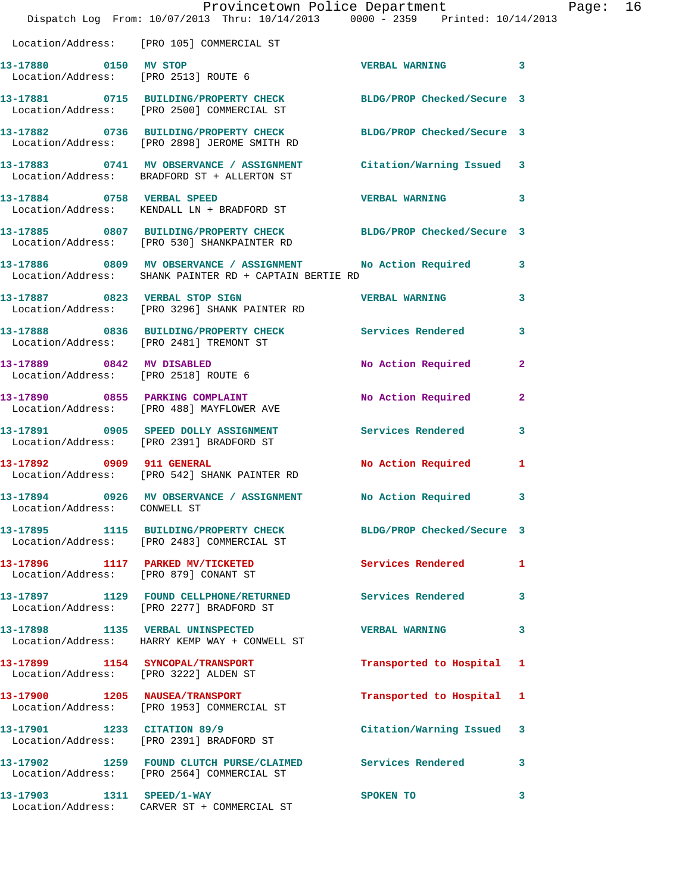Location/Address: [PRO 105] COMMERCIAL ST

| Call # | Time | Call Reason | Action | Priority |
|---|---|---|---|---|
| 13-17880 | 0150 | MV STOP | VERBAL WARNING | 3 |
| Location/Address: | [PRO 2513] ROUTE 6 | | | |
| 13-17881 | 0715 | BUILDING/PROPERTY CHECK | BLDG/PROP Checked/Secure | 3 |
| Location/Address: | [PRO 2500] COMMERCIAL ST | | | |
| 13-17882 | 0736 | BUILDING/PROPERTY CHECK | BLDG/PROP Checked/Secure | 3 |
| Location/Address: | [PRO 2898] JEROME SMITH RD | | | |
| 13-17883 | 0741 | MV OBSERVANCE / ASSIGNMENT | Citation/Warning Issued | 3 |
| Location/Address: | BRADFORD ST + ALLERTON ST | | | |
| 13-17884 | 0758 | VERBAL SPEED | VERBAL WARNING | 3 |
| Location/Address: | KENDALL LN + BRADFORD ST | | | |
| 13-17885 | 0807 | BUILDING/PROPERTY CHECK | BLDG/PROP Checked/Secure | 3 |
| Location/Address: | [PRO 530] SHANKPAINTER RD | | | |
| 13-17886 | 0809 | MV OBSERVANCE / ASSIGNMENT | No Action Required | 3 |
| Location/Address: | SHANK PAINTER RD + CAPTAIN BERTIE RD | | | |
| 13-17887 | 0823 | VERBAL STOP SIGN | VERBAL WARNING | 3 |
| Location/Address: | [PRO 3296] SHANK PAINTER RD | | | |
| 13-17888 | 0836 | BUILDING/PROPERTY CHECK | Services Rendered | 3 |
| Location/Address: | [PRO 2481] TREMONT ST | | | |
| 13-17889 | 0842 | MV DISABLED | No Action Required | 2 |
| Location/Address: | [PRO 2518] ROUTE 6 | | | |
| 13-17890 | 0855 | PARKING COMPLAINT | No Action Required | 2 |
| Location/Address: | [PRO 488] MAYFLOWER AVE | | | |
| 13-17891 | 0905 | SPEED DOLLY ASSIGNMENT | Services Rendered | 3 |
| Location/Address: | [PRO 2391] BRADFORD ST | | | |
| 13-17892 | 0909 | 911 GENERAL | No Action Required | 1 |
| Location/Address: | [PRO 542] SHANK PAINTER RD | | | |
| 13-17894 | 0926 | MV OBSERVANCE / ASSIGNMENT | No Action Required | 3 |
| Location/Address: | CONWELL ST | | | |
| 13-17895 | 1115 | BUILDING/PROPERTY CHECK | BLDG/PROP Checked/Secure | 3 |
| Location/Address: | [PRO 2483] COMMERCIAL ST | | | |
| 13-17896 | 1117 | PARKED MV/TICKETED | Services Rendered | 1 |
| Location/Address: | [PRO 879] CONANT ST | | | |
| 13-17897 | 1129 | FOUND CELLPHONE/RETURNED | Services Rendered | 3 |
| Location/Address: | [PRO 2277] BRADFORD ST | | | |
| 13-17898 | 1135 | VERBAL UNINSPECTED | VERBAL WARNING | 3 |
| Location/Address: | HARRY KEMP WAY + CONWELL ST | | | |
| 13-17899 | 1154 | SYNCOPAL/TRANSPORT | Transported to Hospital | 1 |
| Location/Address: | [PRO 3222] ALDEN ST | | | |
| 13-17900 | 1205 | NAUSEA/TRANSPORT | Transported to Hospital | 1 |
| Location/Address: | [PRO 1953] COMMERCIAL ST | | | |
| 13-17901 | 1233 | CITATION 89/9 | Citation/Warning Issued | 3 |
| Location/Address: | [PRO 2391] BRADFORD ST | | | |
| 13-17902 | 1259 | FOUND CLUTCH PURSE/CLAIMED | Services Rendered | 3 |
| Location/Address: | [PRO 2564] COMMERCIAL ST | | | |
| 13-17903 | 1311 | SPEED/1-WAY | SPOKEN TO | 3 |
| Location/Address: | CARVER ST + COMMERCIAL ST | | | |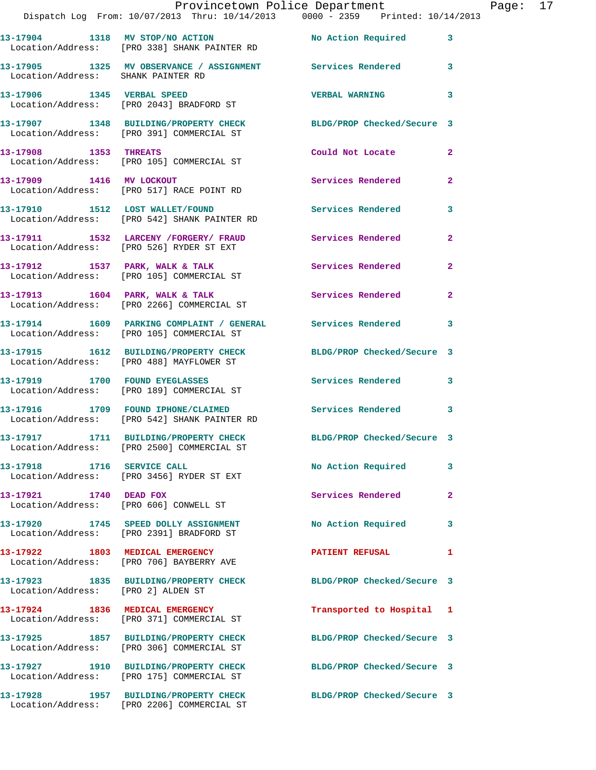13-17904 1318 MV STOP/NO ACTION No Action Required 3
Location/Address: [PRO 338] SHANK PAINTER RD

13-17905 1325 MV OBSERVANCE / ASSIGNMENT Services Rendered 3
Location/Address: SHANK PAINTER RD

13-17906 1345 VERBAL SPEED VERBAL WARNING 3
Location/Address: [PRO 2043] BRADFORD ST

13-17907 1348 BUILDING/PROPERTY CHECK BLDG/PROP Checked/Secure 3
Location/Address: [PRO 391] COMMERCIAL ST

13-17908 1353 THREATS Could Not Locate 2
Location/Address: [PRO 105] COMMERCIAL ST

13-17909 1416 MV LOCKOUT Services Rendered 2
Location/Address: [PRO 517] RACE POINT RD

13-17910 1512 LOST WALLET/FOUND Services Rendered 3
Location/Address: [PRO 542] SHANK PAINTER RD

13-17911 1532 LARCENY /FORGERY/ FRAUD Services Rendered 2
Location/Address: [PRO 526] RYDER ST EXT

13-17912 1537 PARK, WALK & TALK Services Rendered 2
Location/Address: [PRO 105] COMMERCIAL ST

13-17913 1604 PARK, WALK & TALK Services Rendered 2
Location/Address: [PRO 2266] COMMERCIAL ST

13-17914 1609 PARKING COMPLAINT / GENERAL Services Rendered 3
Location/Address: [PRO 105] COMMERCIAL ST

13-17915 1612 BUILDING/PROPERTY CHECK BLDG/PROP Checked/Secure 3
Location/Address: [PRO 488] MAYFLOWER ST

13-17919 1700 FOUND EYEGLASSES Services Rendered 3
Location/Address: [PRO 189] COMMERCIAL ST

13-17916 1709 FOUND IPHONE/CLAIMED Services Rendered 3
Location/Address: [PRO 542] SHANK PAINTER RD

13-17917 1711 BUILDING/PROPERTY CHECK BLDG/PROP Checked/Secure 3
Location/Address: [PRO 2500] COMMERCIAL ST

13-17918 1716 SERVICE CALL No Action Required 3
Location/Address: [PRO 3456] RYDER ST EXT

13-17921 1740 DEAD FOX Services Rendered 2
Location/Address: [PRO 606] CONWELL ST

13-17920 1745 SPEED DOLLY ASSIGNMENT No Action Required 3
Location/Address: [PRO 2391] BRADFORD ST

13-17922 1803 MEDICAL EMERGENCY PATIENT REFUSAL 1
Location/Address: [PRO 706] BAYBERRY AVE

13-17923 1835 BUILDING/PROPERTY CHECK BLDG/PROP Checked/Secure 3
Location/Address: [PRO 2] ALDEN ST

13-17924 1836 MEDICAL EMERGENCY Transported to Hospital 1
Location/Address: [PRO 371] COMMERCIAL ST

13-17925 1857 BUILDING/PROPERTY CHECK BLDG/PROP Checked/Secure 3
Location/Address: [PRO 306] COMMERCIAL ST

13-17927 1910 BUILDING/PROPERTY CHECK BLDG/PROP Checked/Secure 3
Location/Address: [PRO 175] COMMERCIAL ST

13-17928 1957 BUILDING/PROPERTY CHECK BLDG/PROP Checked/Secure 3
Location/Address: [PRO 2206] COMMERCIAL ST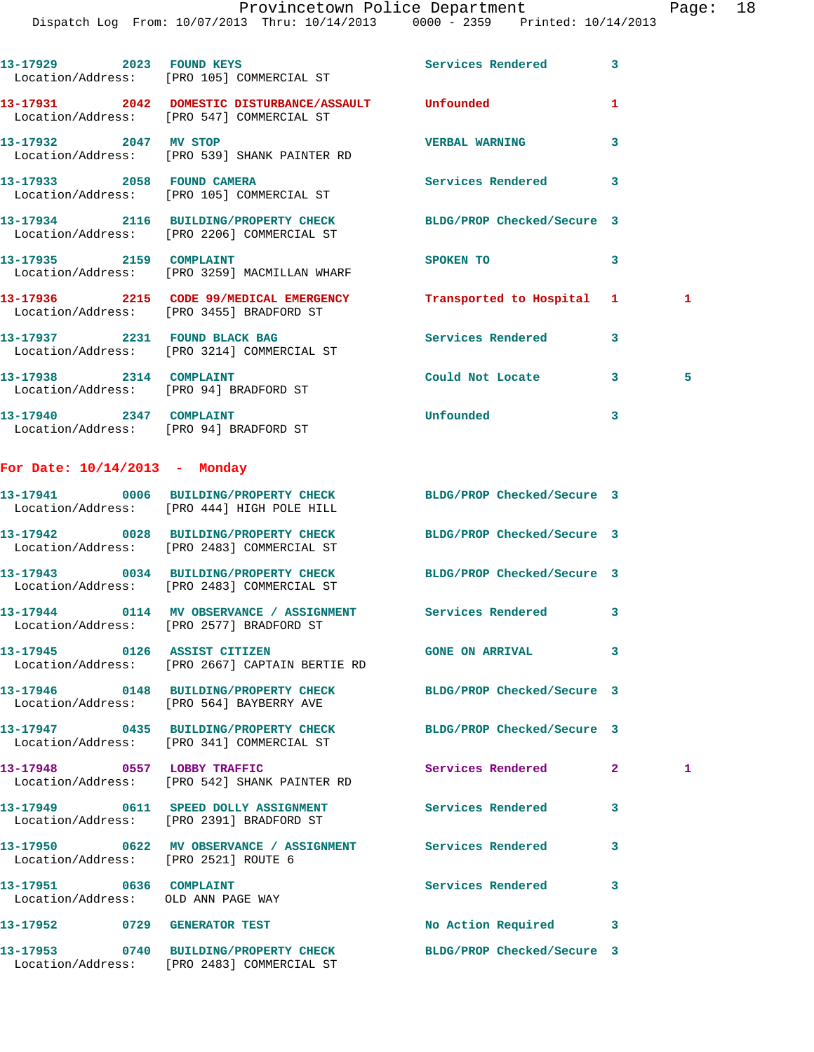13-17929 2023 FOUND KEYS Services Rendered 3
Location/Address: [PRO 105] COMMERCIAL ST

13-17931 2042 DOMESTIC DISTURBANCE/ASSAULT Unfounded 1
Location/Address: [PRO 547] COMMERCIAL ST

13-17932 2047 MV STOP VERBAL WARNING 3
Location/Address: [PRO 539] SHANK PAINTER RD

13-17933 2058 FOUND CAMERA Services Rendered 3
Location/Address: [PRO 105] COMMERCIAL ST

13-17934 2116 BUILDING/PROPERTY CHECK BLDG/PROP Checked/Secure 3
Location/Address: [PRO 2206] COMMERCIAL ST

13-17935 2159 COMPLAINT SPOKEN TO 3
Location/Address: [PRO 3259] MACMILLAN WHARF

13-17936 2215 CODE 99/MEDICAL EMERGENCY Transported to Hospital 1 1
Location/Address: [PRO 3455] BRADFORD ST

13-17937 2231 FOUND BLACK BAG Services Rendered 3
Location/Address: [PRO 3214] COMMERCIAL ST

13-17938 2314 COMPLAINT Could Not Locate 3 5
Location/Address: [PRO 94] BRADFORD ST

13-17940 2347 COMPLAINT Unfounded 3
Location/Address: [PRO 94] BRADFORD ST

## For Date: 10/14/2013 - Monday

13-17941 0006 BUILDING/PROPERTY CHECK BLDG/PROP Checked/Secure 3
Location/Address: [PRO 444] HIGH POLE HILL

13-17942 0028 BUILDING/PROPERTY CHECK BLDG/PROP Checked/Secure 3
Location/Address: [PRO 2483] COMMERCIAL ST

13-17943 0034 BUILDING/PROPERTY CHECK BLDG/PROP Checked/Secure 3
Location/Address: [PRO 2483] COMMERCIAL ST

13-17944 0114 MV OBSERVANCE / ASSIGNMENT Services Rendered 3
Location/Address: [PRO 2577] BRADFORD ST

13-17945 0126 ASSIST CITIZEN GONE ON ARRIVAL 3
Location/Address: [PRO 2667] CAPTAIN BERTIE RD

13-17946 0148 BUILDING/PROPERTY CHECK BLDG/PROP Checked/Secure 3
Location/Address: [PRO 564] BAYBERRY AVE

13-17947 0435 BUILDING/PROPERTY CHECK BLDG/PROP Checked/Secure 3
Location/Address: [PRO 341] COMMERCIAL ST

13-17948 0557 LOBBY TRAFFIC Services Rendered 2 1
Location/Address: [PRO 542] SHANK PAINTER RD

13-17949 0611 SPEED DOLLY ASSIGNMENT Services Rendered 3
Location/Address: [PRO 2391] BRADFORD ST

13-17950 0622 MV OBSERVANCE / ASSIGNMENT Services Rendered 3
Location/Address: [PRO 2521] ROUTE 6

13-17951 0636 COMPLAINT Services Rendered 3
Location/Address: OLD ANN PAGE WAY

13-17952 0729 GENERATOR TEST No Action Required 3

13-17953 0740 BUILDING/PROPERTY CHECK BLDG/PROP Checked/Secure 3
Location/Address: [PRO 2483] COMMERCIAL ST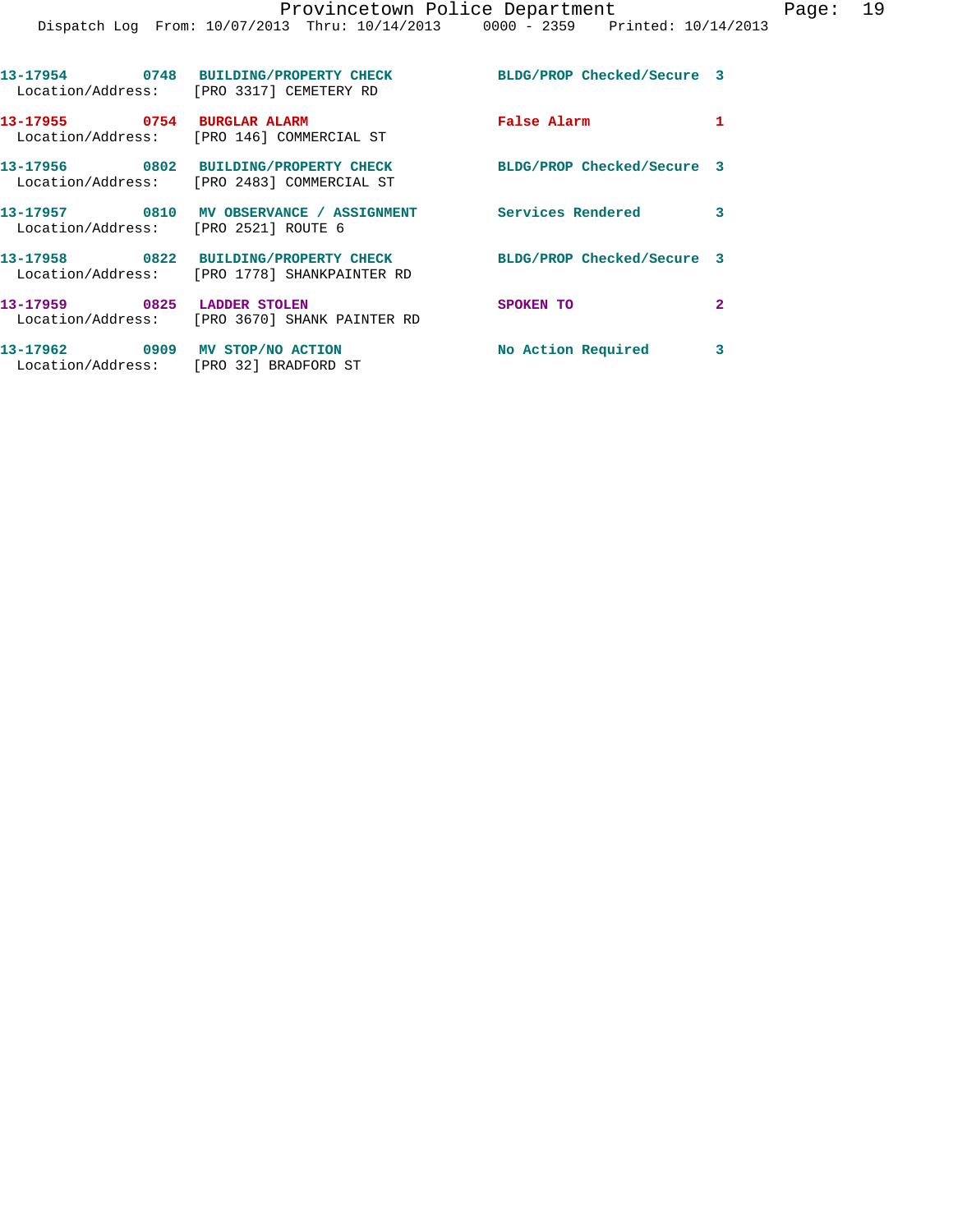| | | | | |
|---|---|---|---|---|
| 13-17954 | 0748 | BUILDING/PROPERTY CHECK | BLDG/PROP Checked/Secure | 3 |
| Location/Address: | | [PRO 3317] CEMETERY RD | | |
| 13-17955 | 0754 | BURGLAR ALARM | False Alarm | 1 |
| Location/Address: | | [PRO 146] COMMERCIAL ST | | |
| 13-17956 | 0802 | BUILDING/PROPERTY CHECK | BLDG/PROP Checked/Secure | 3 |
| Location/Address: | | [PRO 2483] COMMERCIAL ST | | |
| 13-17957 | 0810 | MV OBSERVANCE / ASSIGNMENT | Services Rendered | 3 |
| Location/Address: | | [PRO 2521] ROUTE 6 | | |
| 13-17958 | 0822 | BUILDING/PROPERTY CHECK | BLDG/PROP Checked/Secure | 3 |
| Location/Address: | | [PRO 1778] SHANKPAINTER RD | | |
| 13-17959 | 0825 | LADDER STOLEN | SPOKEN TO | 2 |
| Location/Address: | | [PRO 3670] SHANK PAINTER RD | | |
| 13-17962 | 0909 | MV STOP/NO ACTION | No Action Required | 3 |
| Location/Address: | | [PRO 32] BRADFORD ST | | |